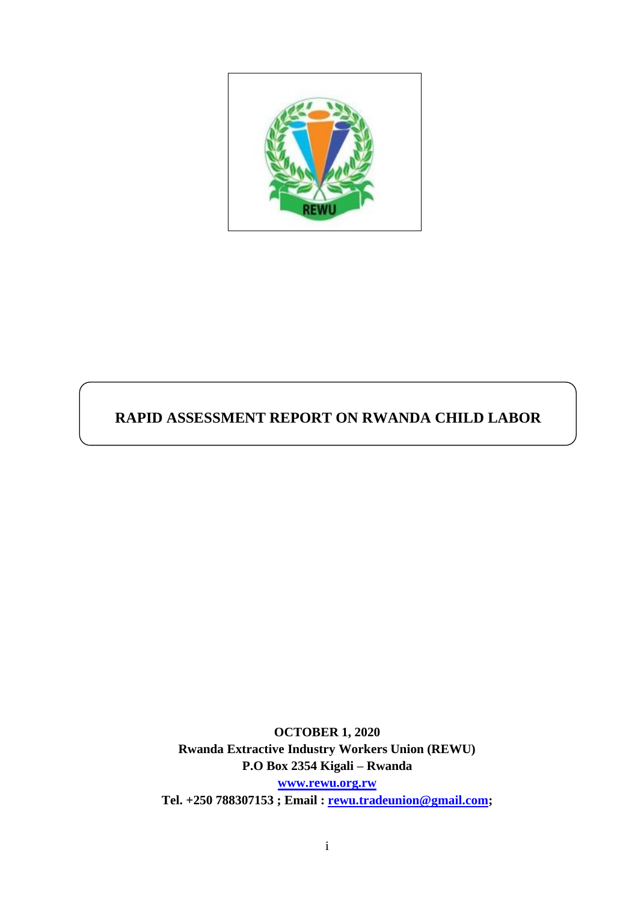# RAPID ASSESSMENT REPORT ON RWANDA CHILD LABOR

**OCTOBER 1, 2020**
**Rwanda Extractive Industry Workers Union (REWU)**
**P.O Box 2354 Kigali – Rwanda**
**www.rewu.org.rw**
**Tel. +250 788307153 ; Email : rewu.tradeunion@gmail.com;**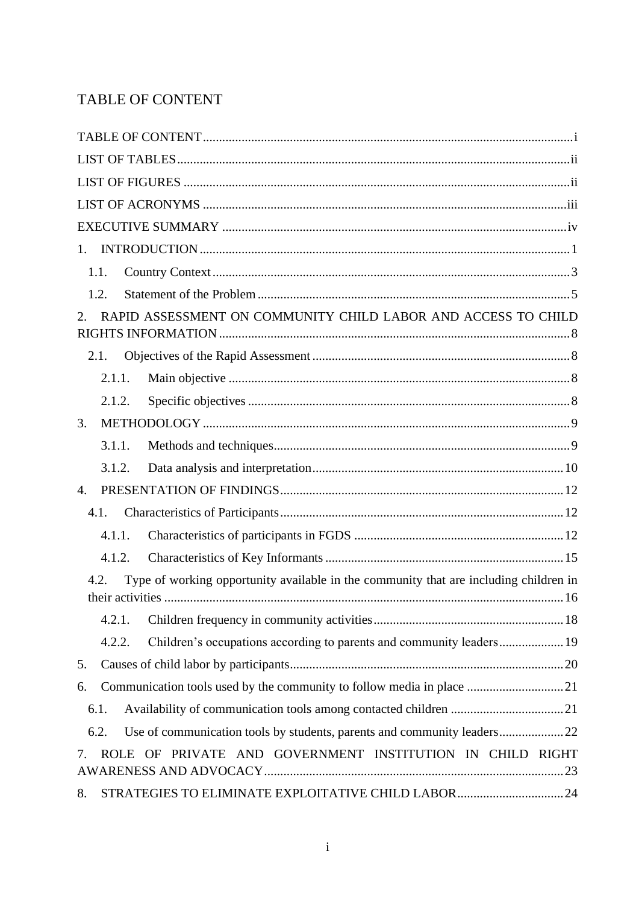# TABLE OF CONTENT

TABLE OF CONTENT ..... i
LIST OF TABLES ..... ii
LIST OF FIGURES ..... ii
LIST OF ACRONYMS ..... iii
EXECUTIVE SUMMARY ..... iv
1. INTRODUCTION ..... 1
  1.1. Country Context ..... 3
  1.2. Statement of the Problem ..... 5
2. RAPID ASSESSMENT ON COMMUNITY CHILD LABOR AND ACCESS TO CHILD RIGHTS INFORMATION ..... 8
  2.1. Objectives of the Rapid Assessment ..... 8
    2.1.1. Main objective ..... 8
    2.1.2. Specific objectives ..... 8
3. METHODOLOGY ..... 9
    3.1.1. Methods and techniques ..... 9
    3.1.2. Data analysis and interpretation ..... 10
4. PRESENTATION OF FINDINGS ..... 12
  4.1. Characteristics of Participants ..... 12
    4.1.1. Characteristics of participants in FGDS ..... 12
    4.1.2. Characteristics of Key Informants ..... 15
  4.2. Type of working opportunity available in the community that are including children in their activities ..... 16
    4.2.1. Children frequency in community activities ..... 18
    4.2.2. Children's occupations according to parents and community leaders ..... 19
5. Causes of child labor by participants ..... 20
6. Communication tools used by the community to follow media in place ..... 21
  6.1. Availability of communication tools among contacted children ..... 21
  6.2. Use of communication tools by students, parents and community leaders ..... 22
7. ROLE OF PRIVATE AND GOVERNMENT INSTITUTION IN CHILD RIGHT AWARENESS AND ADVOCACY ..... 23
8. STRATEGIES TO ELIMINATE EXPLOITATIVE CHILD LABOR ..... 24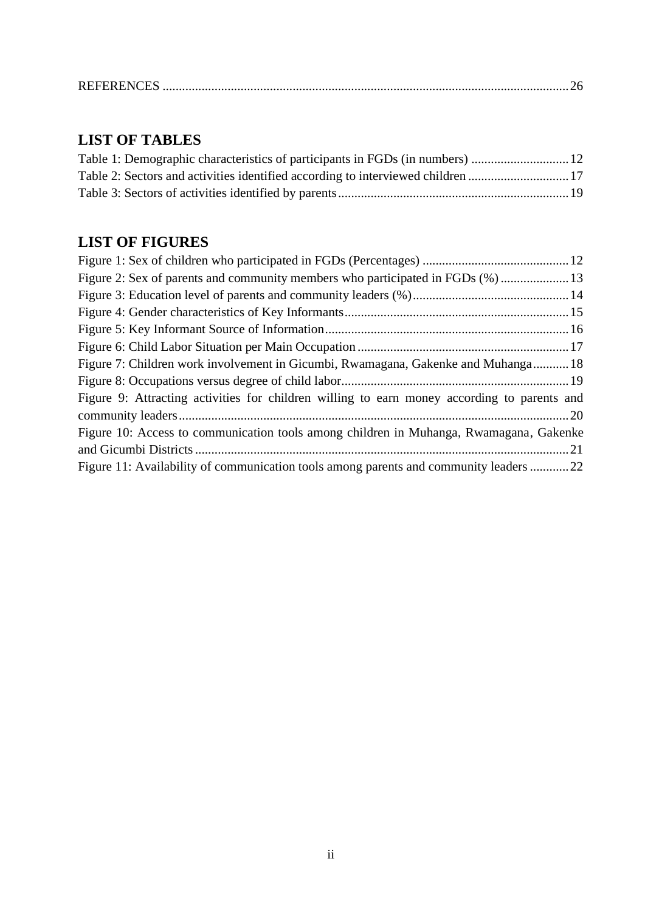REFERENCES ........................................................................................................................... 26

## LIST OF TABLES

Table 1: Demographic characteristics of participants in FGDs (in numbers) ............................. 12
Table 2: Sectors and activities identified according to interviewed children ............................... 17
Table 3: Sectors of activities identified by parents ...................................................................... 19

## LIST OF FIGURES

Figure 1: Sex of children who participated in FGDs (Percentages) ............................................ 12
Figure 2: Sex of parents and community members who participated in FGDs (%) ..................... 13
Figure 3: Education level of parents and community leaders (%) ................................................ 14
Figure 4: Gender characteristics of Key Informants ..................................................................... 15
Figure 5: Key Informant Source of Information ........................................................................... 16
Figure 6: Child Labor Situation per Main Occupation ................................................................. 17
Figure 7: Children work involvement in Gicumbi, Rwamagana, Gakenke and Muhanga ........... 18
Figure 8: Occupations versus degree of child labor ...................................................................... 19
Figure 9: Attracting activities for children willing to earn money according to parents and community leaders ....................................................................................................................... 20
Figure 10: Access to communication tools among children in Muhanga, Rwamagana, Gakenke and Gicumbi Districts ................................................................................................................... 21
Figure 11: Availability of communication tools among parents and community leaders ............ 22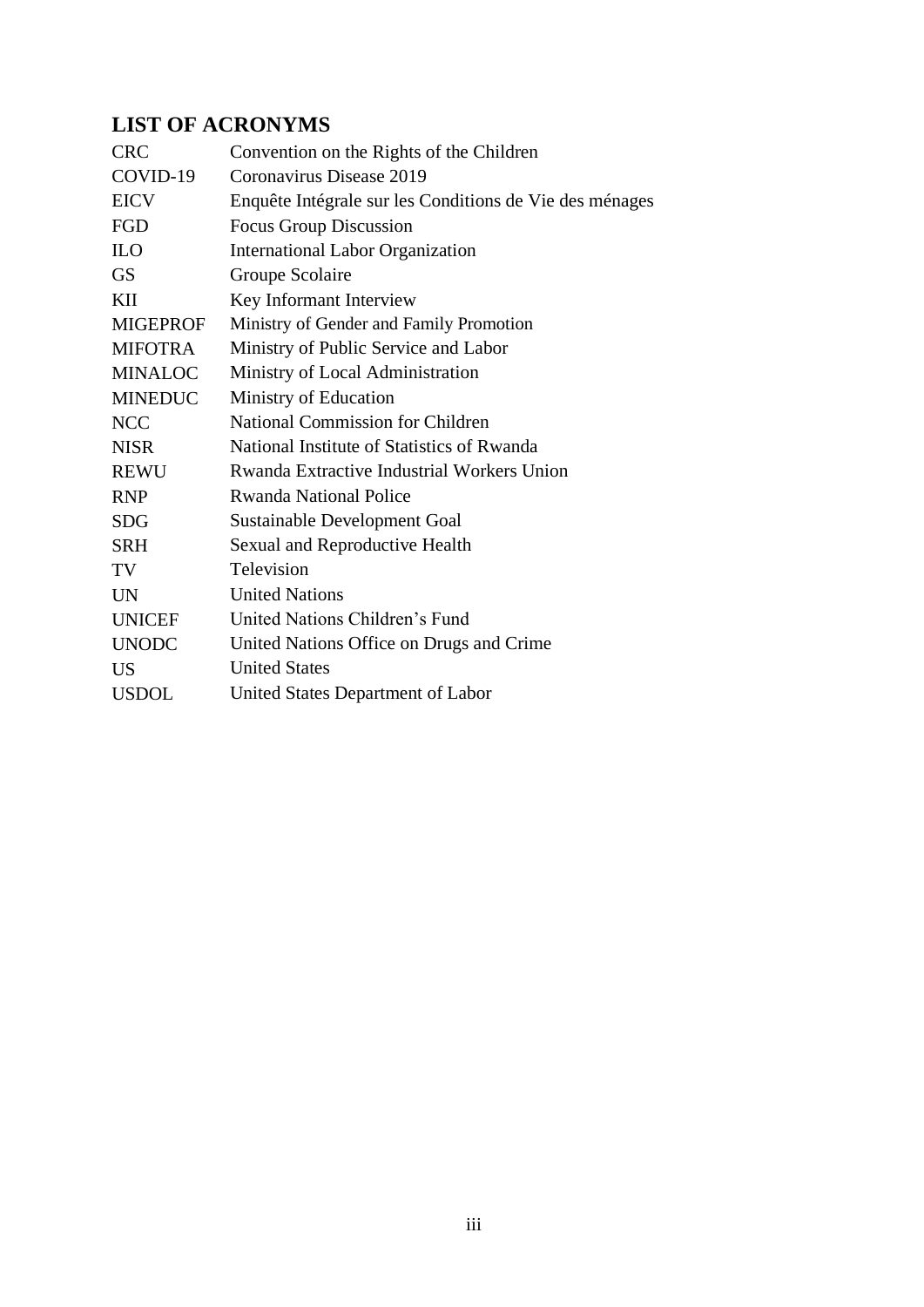## LIST OF ACRONYMS

| | |
|---|---|
| CRC | Convention on the Rights of the Children |
| COVID-19 | Coronavirus Disease 2019 |
| EICV | Enquête Intégrale sur les Conditions de Vie des ménages |
| FGD | Focus Group Discussion |
| ILO | International Labor Organization |
| GS | Groupe Scolaire |
| KII | Key Informant Interview |
| MIGEPROF | Ministry of Gender and Family Promotion |
| MIFOTRA | Ministry of Public Service and Labor |
| MINALOC | Ministry of Local Administration |
| MINEDUC | Ministry of Education |
| NCC | National Commission for Children |
| NISR | National Institute of Statistics of Rwanda |
| REWU | Rwanda Extractive Industrial Workers Union |
| RNP | Rwanda National Police |
| SDG | Sustainable Development Goal |
| SRH | Sexual and Reproductive Health |
| TV | Television |
| UN | United Nations |
| UNICEF | United Nations Children's Fund |
| UNODC | United Nations Office on Drugs and Crime |
| US | United States |
| USDOL | United States Department of Labor |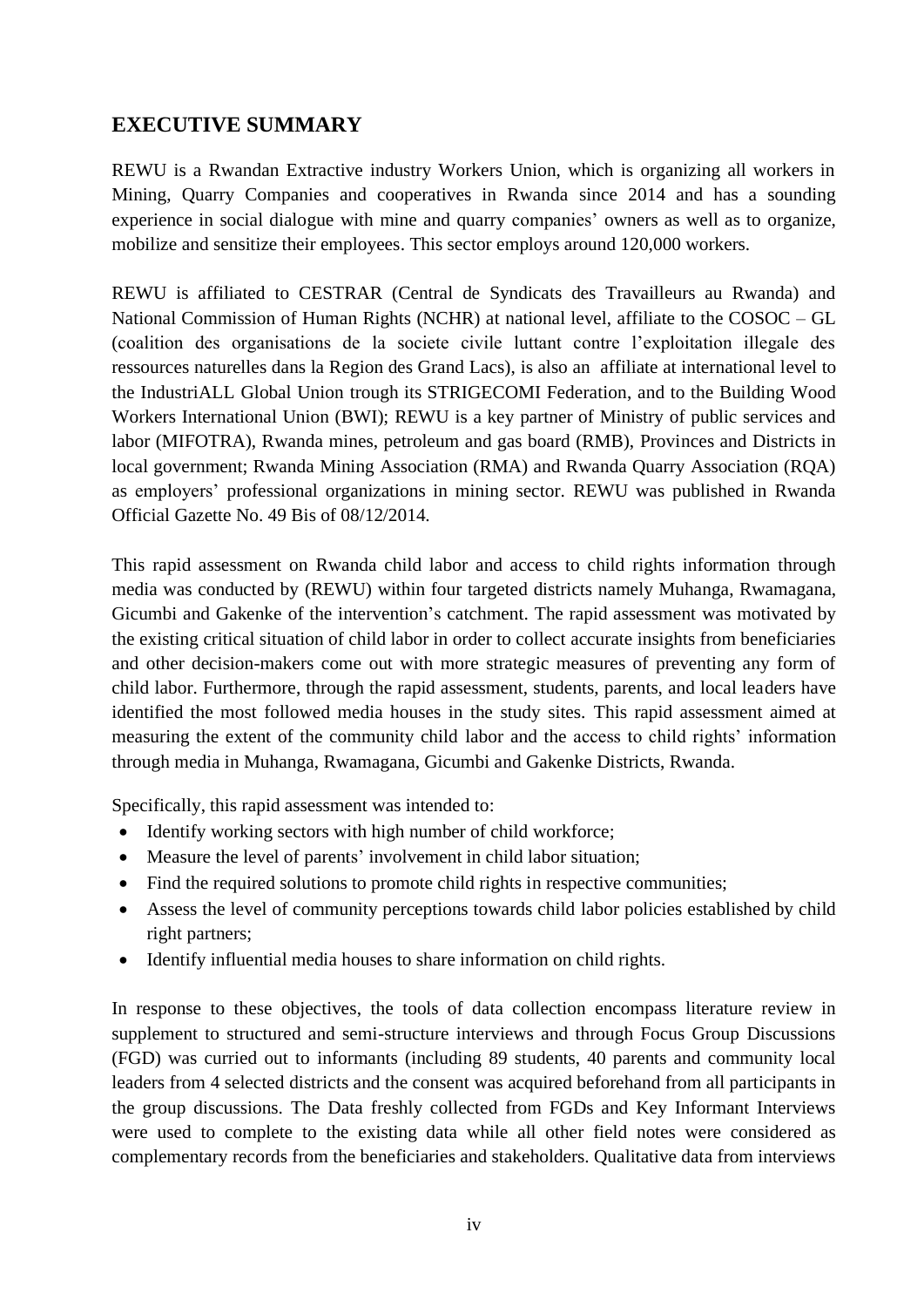## EXECUTIVE SUMMARY

REWU is a Rwandan Extractive industry Workers Union, which is organizing all workers in Mining, Quarry Companies and cooperatives in Rwanda since 2014 and has a sounding experience in social dialogue with mine and quarry companies' owners as well as to organize, mobilize and sensitize their employees. This sector employs around 120,000 workers.

REWU is affiliated to CESTRAR (Central de Syndicats des Travailleurs au Rwanda) and National Commission of Human Rights (NCHR) at national level, affiliate to the COSOC – GL (coalition des organisations de la societe civile luttant contre l'exploitation illegale des ressources naturelles dans la Region des Grand Lacs), is also an affiliate at international level to the IndustriALL Global Union trough its STRIGECOMI Federation, and to the Building Wood Workers International Union (BWI); REWU is a key partner of Ministry of public services and labor (MIFOTRA), Rwanda mines, petroleum and gas board (RMB), Provinces and Districts in local government; Rwanda Mining Association (RMA) and Rwanda Quarry Association (RQA) as employers' professional organizations in mining sector. REWU was published in Rwanda Official Gazette No. 49 Bis of 08/12/2014.

This rapid assessment on Rwanda child labor and access to child rights information through media was conducted by (REWU) within four targeted districts namely Muhanga, Rwamagana, Gicumbi and Gakenke of the intervention's catchment. The rapid assessment was motivated by the existing critical situation of child labor in order to collect accurate insights from beneficiaries and other decision-makers come out with more strategic measures of preventing any form of child labor. Furthermore, through the rapid assessment, students, parents, and local leaders have identified the most followed media houses in the study sites. This rapid assessment aimed at measuring the extent of the community child labor and the access to child rights' information through media in Muhanga, Rwamagana, Gicumbi and Gakenke Districts, Rwanda.

Specifically, this rapid assessment was intended to:

- Identify working sectors with high number of child workforce;
- Measure the level of parents' involvement in child labor situation;
- Find the required solutions to promote child rights in respective communities;
- Assess the level of community perceptions towards child labor policies established by child right partners;
- Identify influential media houses to share information on child rights.

In response to these objectives, the tools of data collection encompass literature review in supplement to structured and semi-structure interviews and through Focus Group Discussions (FGD) was curried out to informants (including 89 students, 40 parents and community local leaders from 4 selected districts and the consent was acquired beforehand from all participants in the group discussions. The Data freshly collected from FGDs and Key Informant Interviews were used to complete to the existing data while all other field notes were considered as complementary records from the beneficiaries and stakeholders. Qualitative data from interviews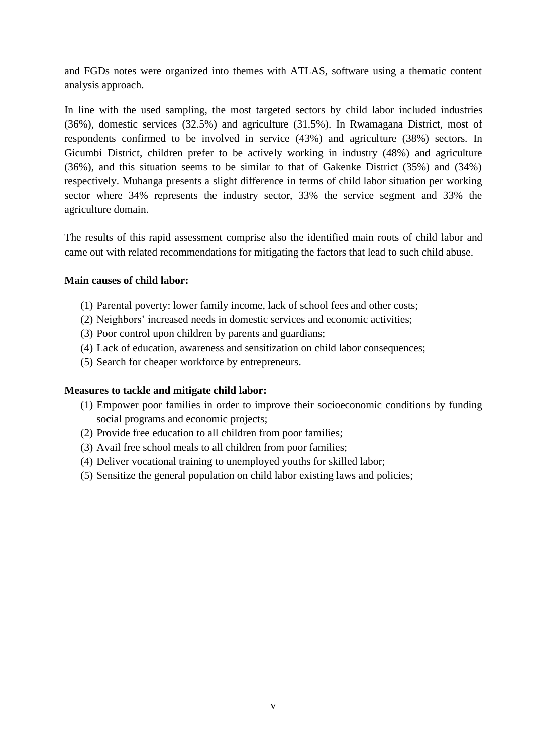and FGDs notes were organized into themes with ATLAS, software using a thematic content analysis approach.

In line with the used sampling, the most targeted sectors by child labor included industries (36%), domestic services (32.5%) and agriculture (31.5%). In Rwamagana District, most of respondents confirmed to be involved in service (43%) and agriculture (38%) sectors. In Gicumbi District, children prefer to be actively working in industry (48%) and agriculture (36%), and this situation seems to be similar to that of Gakenke District (35%) and (34%) respectively. Muhanga presents a slight difference in terms of child labor situation per working sector where 34% represents the industry sector, 33% the service segment and 33% the agriculture domain.

The results of this rapid assessment comprise also the identified main roots of child labor and came out with related recommendations for mitigating the factors that lead to such child abuse.

**Main causes of child labor:**

(1) Parental poverty: lower family income, lack of school fees and other costs;
(2) Neighbors' increased needs in domestic services and economic activities;
(3) Poor control upon children by parents and guardians;
(4) Lack of education, awareness and sensitization on child labor consequences;
(5) Search for cheaper workforce by entrepreneurs.

**Measures to tackle and mitigate child labor:**

(1) Empower poor families in order to improve their socioeconomic conditions by funding social programs and economic projects;
(2) Provide free education to all children from poor families;
(3) Avail free school meals to all children from poor families;
(4) Deliver vocational training to unemployed youths for skilled labor;
(5) Sensitize the general population on child labor existing laws and policies;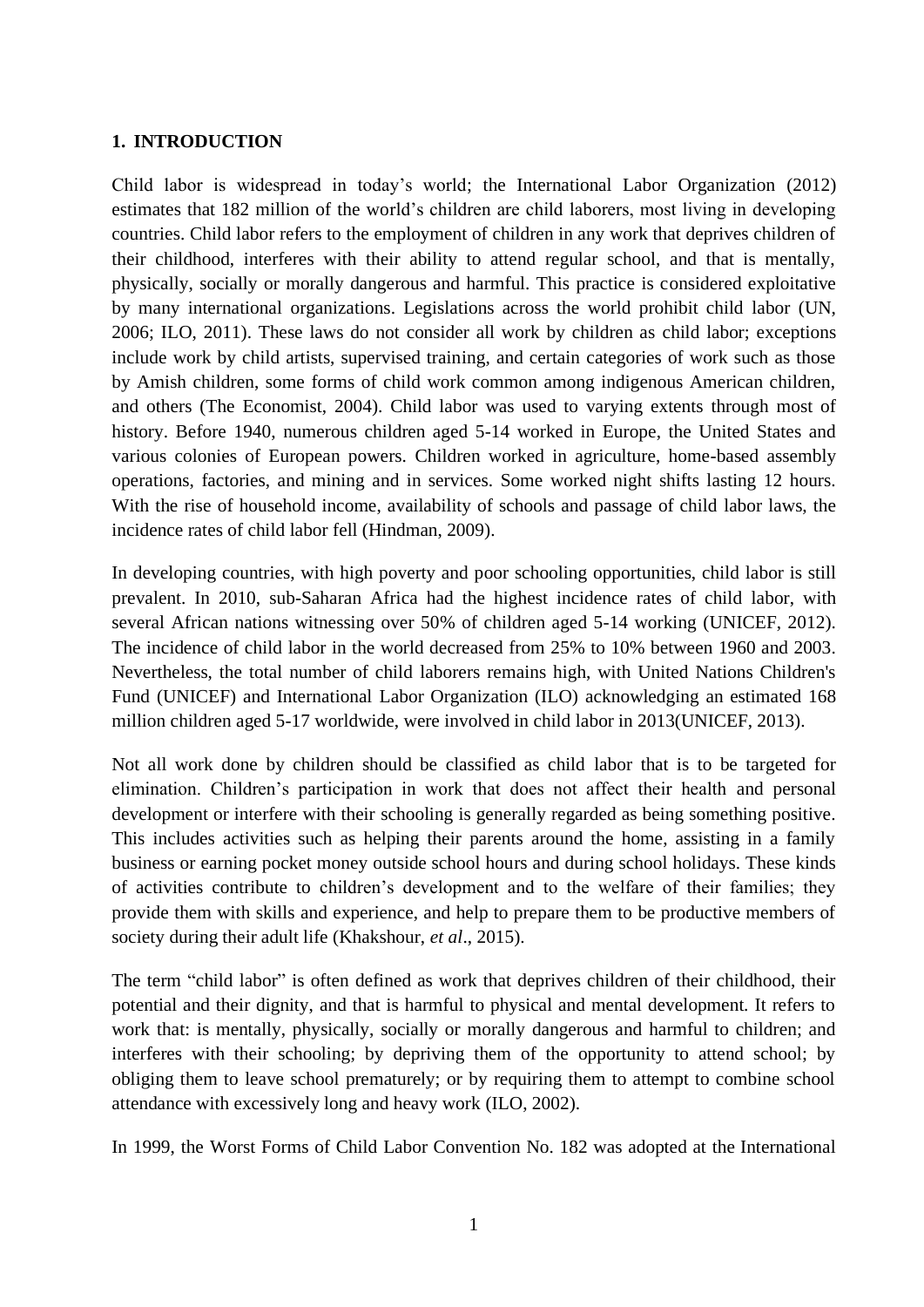# 1. INTRODUCTION

Child labor is widespread in today's world; the International Labor Organization (2012) estimates that 182 million of the world's children are child laborers, most living in developing countries. Child labor refers to the employment of children in any work that deprives children of their childhood, interferes with their ability to attend regular school, and that is mentally, physically, socially or morally dangerous and harmful. This practice is considered exploitative by many international organizations. Legislations across the world prohibit child labor (UN, 2006; ILO, 2011). These laws do not consider all work by children as child labor; exceptions include work by child artists, supervised training, and certain categories of work such as those by Amish children, some forms of child work common among indigenous American children, and others (The Economist, 2004). Child labor was used to varying extents through most of history. Before 1940, numerous children aged 5-14 worked in Europe, the United States and various colonies of European powers. Children worked in agriculture, home-based assembly operations, factories, and mining and in services. Some worked night shifts lasting 12 hours. With the rise of household income, availability of schools and passage of child labor laws, the incidence rates of child labor fell (Hindman, 2009).

In developing countries, with high poverty and poor schooling opportunities, child labor is still prevalent. In 2010, sub-Saharan Africa had the highest incidence rates of child labor, with several African nations witnessing over 50% of children aged 5-14 working (UNICEF, 2012). The incidence of child labor in the world decreased from 25% to 10% between 1960 and 2003. Nevertheless, the total number of child laborers remains high, with United Nations Children's Fund (UNICEF) and International Labor Organization (ILO) acknowledging an estimated 168 million children aged 5-17 worldwide, were involved in child labor in 2013(UNICEF, 2013).

Not all work done by children should be classified as child labor that is to be targeted for elimination. Children's participation in work that does not affect their health and personal development or interfere with their schooling is generally regarded as being something positive. This includes activities such as helping their parents around the home, assisting in a family business or earning pocket money outside school hours and during school holidays. These kinds of activities contribute to children's development and to the welfare of their families; they provide them with skills and experience, and help to prepare them to be productive members of society during their adult life (Khakshour, *et al*., 2015).

The term "child labor" is often defined as work that deprives children of their childhood, their potential and their dignity, and that is harmful to physical and mental development. It refers to work that: is mentally, physically, socially or morally dangerous and harmful to children; and interferes with their schooling; by depriving them of the opportunity to attend school; by obliging them to leave school prematurely; or by requiring them to attempt to combine school attendance with excessively long and heavy work (ILO, 2002).

In 1999, the Worst Forms of Child Labor Convention No. 182 was adopted at the International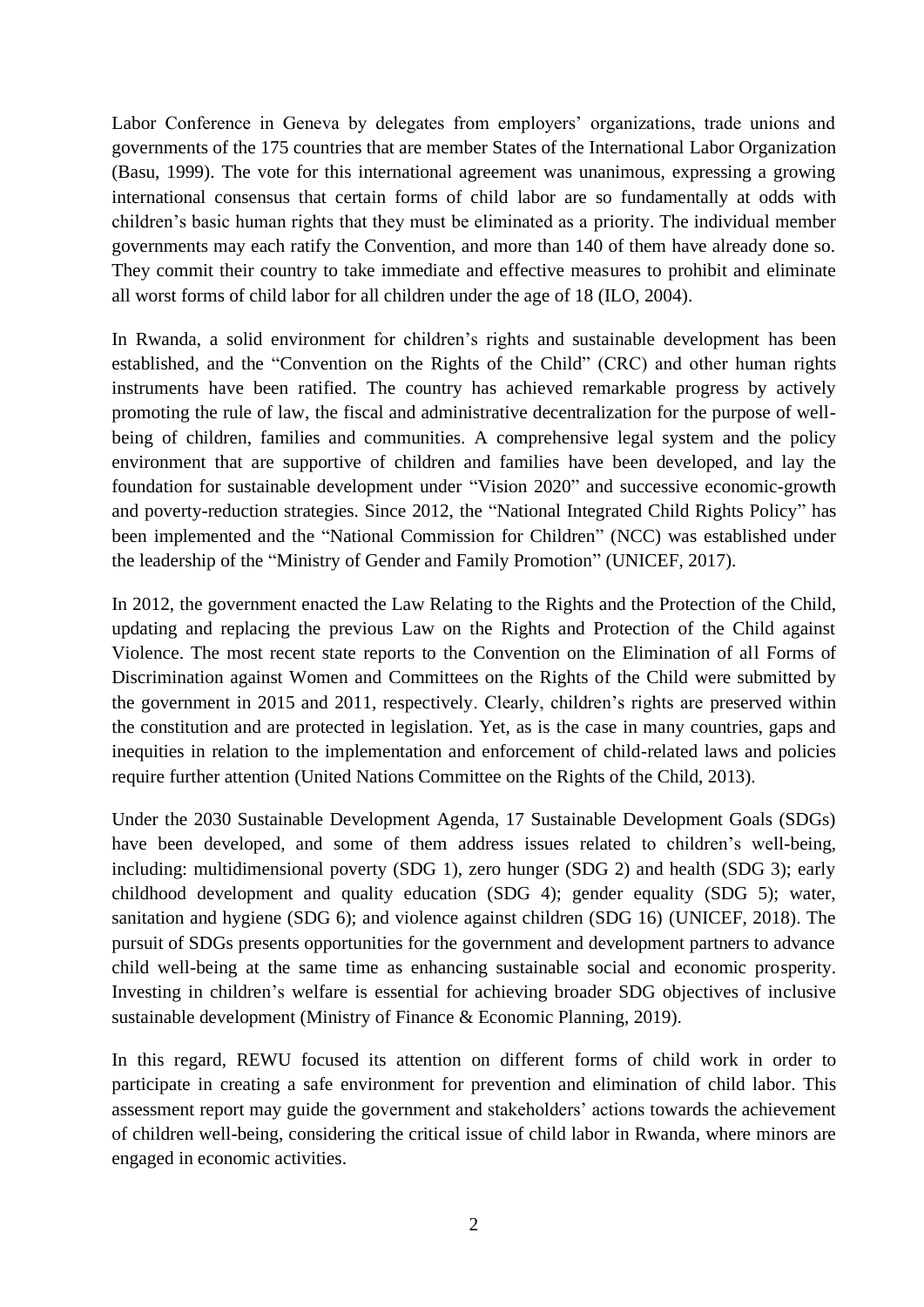Labor Conference in Geneva by delegates from employers' organizations, trade unions and governments of the 175 countries that are member States of the International Labor Organization (Basu, 1999). The vote for this international agreement was unanimous, expressing a growing international consensus that certain forms of child labor are so fundamentally at odds with children's basic human rights that they must be eliminated as a priority. The individual member governments may each ratify the Convention, and more than 140 of them have already done so. They commit their country to take immediate and effective measures to prohibit and eliminate all worst forms of child labor for all children under the age of 18 (ILO, 2004).

In Rwanda, a solid environment for children's rights and sustainable development has been established, and the "Convention on the Rights of the Child" (CRC) and other human rights instruments have been ratified. The country has achieved remarkable progress by actively promoting the rule of law, the fiscal and administrative decentralization for the purpose of well-being of children, families and communities. A comprehensive legal system and the policy environment that are supportive of children and families have been developed, and lay the foundation for sustainable development under "Vision 2020" and successive economic-growth and poverty-reduction strategies. Since 2012, the "National Integrated Child Rights Policy" has been implemented and the "National Commission for Children" (NCC) was established under the leadership of the "Ministry of Gender and Family Promotion" (UNICEF, 2017).

In 2012, the government enacted the Law Relating to the Rights and the Protection of the Child, updating and replacing the previous Law on the Rights and Protection of the Child against Violence. The most recent state reports to the Convention on the Elimination of all Forms of Discrimination against Women and Committees on the Rights of the Child were submitted by the government in 2015 and 2011, respectively. Clearly, children's rights are preserved within the constitution and are protected in legislation. Yet, as is the case in many countries, gaps and inequities in relation to the implementation and enforcement of child-related laws and policies require further attention (United Nations Committee on the Rights of the Child, 2013).

Under the 2030 Sustainable Development Agenda, 17 Sustainable Development Goals (SDGs) have been developed, and some of them address issues related to children's well-being, including: multidimensional poverty (SDG 1), zero hunger (SDG 2) and health (SDG 3); early childhood development and quality education (SDG 4); gender equality (SDG 5); water, sanitation and hygiene (SDG 6); and violence against children (SDG 16) (UNICEF, 2018). The pursuit of SDGs presents opportunities for the government and development partners to advance child well-being at the same time as enhancing sustainable social and economic prosperity. Investing in children's welfare is essential for achieving broader SDG objectives of inclusive sustainable development (Ministry of Finance & Economic Planning, 2019).

In this regard, REWU focused its attention on different forms of child work in order to participate in creating a safe environment for prevention and elimination of child labor. This assessment report may guide the government and stakeholders' actions towards the achievement of children well-being, considering the critical issue of child labor in Rwanda, where minors are engaged in economic activities.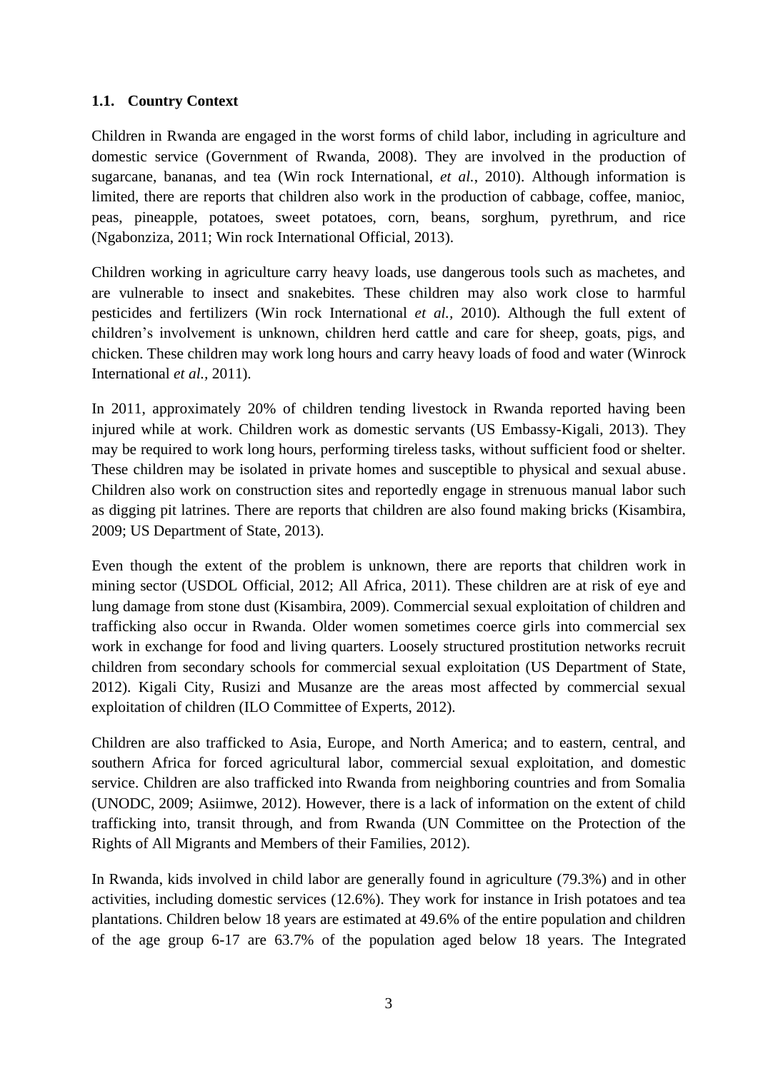### 1.1. Country Context

Children in Rwanda are engaged in the worst forms of child labor, including in agriculture and domestic service (Government of Rwanda, 2008). They are involved in the production of sugarcane, bananas, and tea (Win rock International, *et al.*, 2010). Although information is limited, there are reports that children also work in the production of cabbage, coffee, manioc, peas, pineapple, potatoes, sweet potatoes, corn, beans, sorghum, pyrethrum, and rice (Ngabonziza, 2011; Win rock International Official, 2013).

Children working in agriculture carry heavy loads, use dangerous tools such as machetes, and are vulnerable to insect and snakebites. These children may also work close to harmful pesticides and fertilizers (Win rock International *et al.*, 2010). Although the full extent of children's involvement is unknown, children herd cattle and care for sheep, goats, pigs, and chicken. These children may work long hours and carry heavy loads of food and water (Winrock International *et al.*, 2011).

In 2011, approximately 20% of children tending livestock in Rwanda reported having been injured while at work. Children work as domestic servants (US Embassy-Kigali, 2013). They may be required to work long hours, performing tireless tasks, without sufficient food or shelter. These children may be isolated in private homes and susceptible to physical and sexual abuse. Children also work on construction sites and reportedly engage in strenuous manual labor such as digging pit latrines. There are reports that children are also found making bricks (Kisambira, 2009; US Department of State, 2013).

Even though the extent of the problem is unknown, there are reports that children work in mining sector (USDOL Official, 2012; All Africa, 2011). These children are at risk of eye and lung damage from stone dust (Kisambira, 2009). Commercial sexual exploitation of children and trafficking also occur in Rwanda. Older women sometimes coerce girls into commercial sex work in exchange for food and living quarters. Loosely structured prostitution networks recruit children from secondary schools for commercial sexual exploitation (US Department of State, 2012). Kigali City, Rusizi and Musanze are the areas most affected by commercial sexual exploitation of children (ILO Committee of Experts, 2012).

Children are also trafficked to Asia, Europe, and North America; and to eastern, central, and southern Africa for forced agricultural labor, commercial sexual exploitation, and domestic service. Children are also trafficked into Rwanda from neighboring countries and from Somalia (UNODC, 2009; Asiimwe, 2012). However, there is a lack of information on the extent of child trafficking into, transit through, and from Rwanda (UN Committee on the Protection of the Rights of All Migrants and Members of their Families, 2012).

In Rwanda, kids involved in child labor are generally found in agriculture (79.3%) and in other activities, including domestic services (12.6%). They work for instance in Irish potatoes and tea plantations. Children below 18 years are estimated at 49.6% of the entire population and children of the age group 6-17 are 63.7% of the population aged below 18 years. The Integrated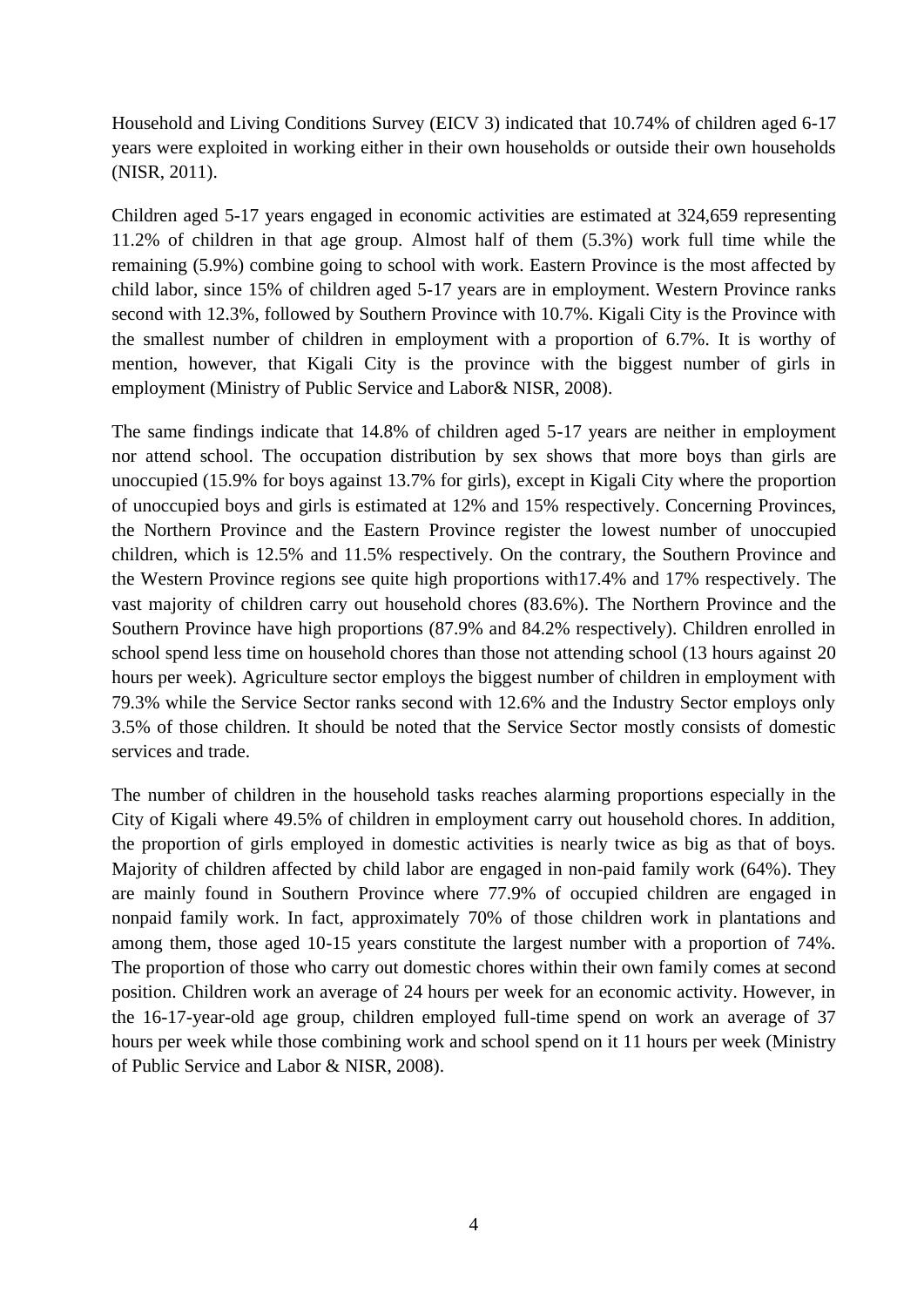Household and Living Conditions Survey (EICV 3) indicated that 10.74% of children aged 6-17 years were exploited in working either in their own households or outside their own households (NISR, 2011).

Children aged 5-17 years engaged in economic activities are estimated at 324,659 representing 11.2% of children in that age group. Almost half of them (5.3%) work full time while the remaining (5.9%) combine going to school with work. Eastern Province is the most affected by child labor, since 15% of children aged 5-17 years are in employment. Western Province ranks second with 12.3%, followed by Southern Province with 10.7%. Kigali City is the Province with the smallest number of children in employment with a proportion of 6.7%. It is worthy of mention, however, that Kigali City is the province with the biggest number of girls in employment (Ministry of Public Service and Labor& NISR, 2008).

The same findings indicate that 14.8% of children aged 5-17 years are neither in employment nor attend school. The occupation distribution by sex shows that more boys than girls are unoccupied (15.9% for boys against 13.7% for girls), except in Kigali City where the proportion of unoccupied boys and girls is estimated at 12% and 15% respectively. Concerning Provinces, the Northern Province and the Eastern Province register the lowest number of unoccupied children, which is 12.5% and 11.5% respectively. On the contrary, the Southern Province and the Western Province regions see quite high proportions with17.4% and 17% respectively. The vast majority of children carry out household chores (83.6%). The Northern Province and the Southern Province have high proportions (87.9% and 84.2% respectively). Children enrolled in school spend less time on household chores than those not attending school (13 hours against 20 hours per week). Agriculture sector employs the biggest number of children in employment with 79.3% while the Service Sector ranks second with 12.6% and the Industry Sector employs only 3.5% of those children. It should be noted that the Service Sector mostly consists of domestic services and trade.

The number of children in the household tasks reaches alarming proportions especially in the City of Kigali where 49.5% of children in employment carry out household chores. In addition, the proportion of girls employed in domestic activities is nearly twice as big as that of boys. Majority of children affected by child labor are engaged in non-paid family work (64%). They are mainly found in Southern Province where 77.9% of occupied children are engaged in nonpaid family work. In fact, approximately 70% of those children work in plantations and among them, those aged 10-15 years constitute the largest number with a proportion of 74%. The proportion of those who carry out domestic chores within their own family comes at second position. Children work an average of 24 hours per week for an economic activity. However, in the 16-17-year-old age group, children employed full-time spend on work an average of 37 hours per week while those combining work and school spend on it 11 hours per week (Ministry of Public Service and Labor & NISR, 2008).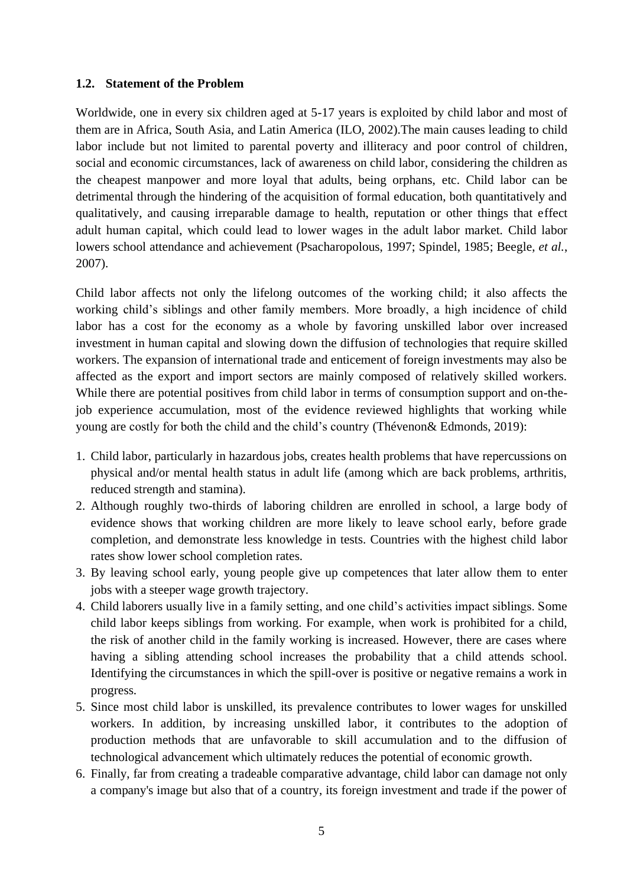### 1.2. Statement of the Problem

Worldwide, one in every six children aged at 5-17 years is exploited by child labor and most of them are in Africa, South Asia, and Latin America (ILO, 2002).The main causes leading to child labor include but not limited to parental poverty and illiteracy and poor control of children, social and economic circumstances, lack of awareness on child labor, considering the children as the cheapest manpower and more loyal that adults, being orphans, etc. Child labor can be detrimental through the hindering of the acquisition of formal education, both quantitatively and qualitatively, and causing irreparable damage to health, reputation or other things that effect adult human capital, which could lead to lower wages in the adult labor market. Child labor lowers school attendance and achievement (Psacharopolous, 1997; Spindel, 1985; Beegle, *et al.*, 2007).

Child labor affects not only the lifelong outcomes of the working child; it also affects the working child's siblings and other family members. More broadly, a high incidence of child labor has a cost for the economy as a whole by favoring unskilled labor over increased investment in human capital and slowing down the diffusion of technologies that require skilled workers. The expansion of international trade and enticement of foreign investments may also be affected as the export and import sectors are mainly composed of relatively skilled workers. While there are potential positives from child labor in terms of consumption support and on-the-job experience accumulation, most of the evidence reviewed highlights that working while young are costly for both the child and the child's country (Thévenon& Edmonds, 2019):

1. Child labor, particularly in hazardous jobs, creates health problems that have repercussions on physical and/or mental health status in adult life (among which are back problems, arthritis, reduced strength and stamina).
2. Although roughly two-thirds of laboring children are enrolled in school, a large body of evidence shows that working children are more likely to leave school early, before grade completion, and demonstrate less knowledge in tests. Countries with the highest child labor rates show lower school completion rates.
3. By leaving school early, young people give up competences that later allow them to enter jobs with a steeper wage growth trajectory.
4. Child laborers usually live in a family setting, and one child's activities impact siblings. Some child labor keeps siblings from working. For example, when work is prohibited for a child, the risk of another child in the family working is increased. However, there are cases where having a sibling attending school increases the probability that a child attends school. Identifying the circumstances in which the spill-over is positive or negative remains a work in progress.
5. Since most child labor is unskilled, its prevalence contributes to lower wages for unskilled workers. In addition, by increasing unskilled labor, it contributes to the adoption of production methods that are unfavorable to skill accumulation and to the diffusion of technological advancement which ultimately reduces the potential of economic growth.
6. Finally, far from creating a tradeable comparative advantage, child labor can damage not only a company's image but also that of a country, its foreign investment and trade if the power of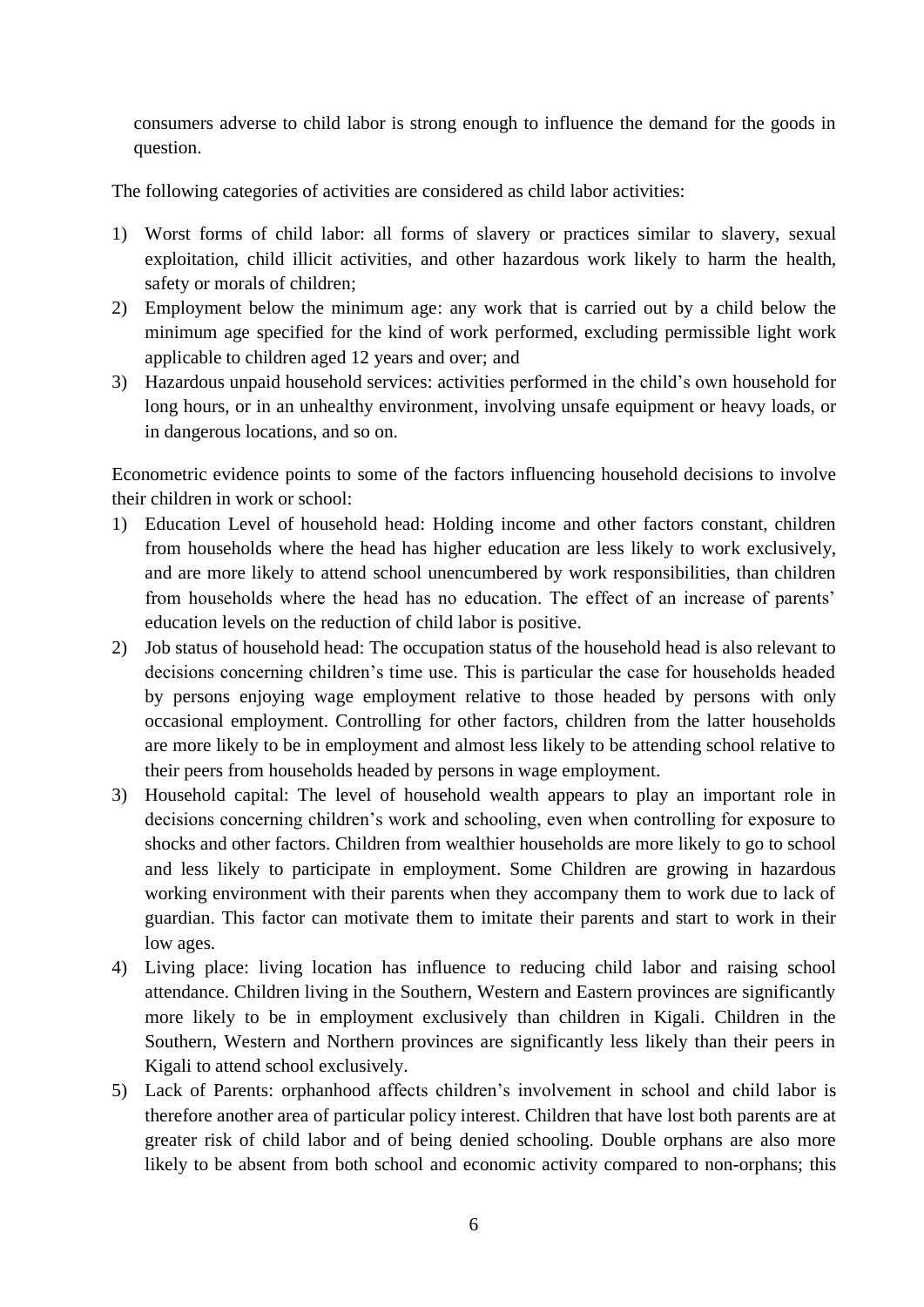consumers adverse to child labor is strong enough to influence the demand for the goods in question.

The following categories of activities are considered as child labor activities:

1) Worst forms of child labor: all forms of slavery or practices similar to slavery, sexual exploitation, child illicit activities, and other hazardous work likely to harm the health, safety or morals of children;
2) Employment below the minimum age: any work that is carried out by a child below the minimum age specified for the kind of work performed, excluding permissible light work applicable to children aged 12 years and over; and
3) Hazardous unpaid household services: activities performed in the child's own household for long hours, or in an unhealthy environment, involving unsafe equipment or heavy loads, or in dangerous locations, and so on.

Econometric evidence points to some of the factors influencing household decisions to involve their children in work or school:

1) Education Level of household head: Holding income and other factors constant, children from households where the head has higher education are less likely to work exclusively, and are more likely to attend school unencumbered by work responsibilities, than children from households where the head has no education. The effect of an increase of parents' education levels on the reduction of child labor is positive.
2) Job status of household head: The occupation status of the household head is also relevant to decisions concerning children's time use. This is particular the case for households headed by persons enjoying wage employment relative to those headed by persons with only occasional employment. Controlling for other factors, children from the latter households are more likely to be in employment and almost less likely to be attending school relative to their peers from households headed by persons in wage employment.
3) Household capital: The level of household wealth appears to play an important role in decisions concerning children's work and schooling, even when controlling for exposure to shocks and other factors. Children from wealthier households are more likely to go to school and less likely to participate in employment. Some Children are growing in hazardous working environment with their parents when they accompany them to work due to lack of guardian. This factor can motivate them to imitate their parents and start to work in their low ages.
4) Living place: living location has influence to reducing child labor and raising school attendance. Children living in the Southern, Western and Eastern provinces are significantly more likely to be in employment exclusively than children in Kigali. Children in the Southern, Western and Northern provinces are significantly less likely than their peers in Kigali to attend school exclusively.
5) Lack of Parents: orphanhood affects children's involvement in school and child labor is therefore another area of particular policy interest. Children that have lost both parents are at greater risk of child labor and of being denied schooling. Double orphans are also more likely to be absent from both school and economic activity compared to non-orphans; this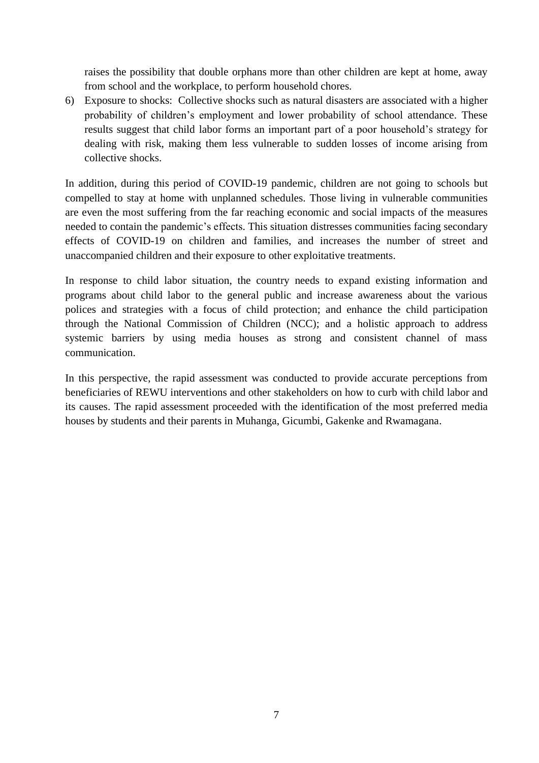raises the possibility that double orphans more than other children are kept at home, away from school and the workplace, to perform household chores.

6) Exposure to shocks: Collective shocks such as natural disasters are associated with a higher probability of children's employment and lower probability of school attendance. These results suggest that child labor forms an important part of a poor household's strategy for dealing with risk, making them less vulnerable to sudden losses of income arising from collective shocks.

In addition, during this period of COVID-19 pandemic, children are not going to schools but compelled to stay at home with unplanned schedules. Those living in vulnerable communities are even the most suffering from the far reaching economic and social impacts of the measures needed to contain the pandemic's effects. This situation distresses communities facing secondary effects of COVID-19 on children and families, and increases the number of street and unaccompanied children and their exposure to other exploitative treatments.

In response to child labor situation, the country needs to expand existing information and programs about child labor to the general public and increase awareness about the various polices and strategies with a focus of child protection; and enhance the child participation through the National Commission of Children (NCC); and a holistic approach to address systemic barriers by using media houses as strong and consistent channel of mass communication.

In this perspective, the rapid assessment was conducted to provide accurate perceptions from beneficiaries of REWU interventions and other stakeholders on how to curb with child labor and its causes. The rapid assessment proceeded with the identification of the most preferred media houses by students and their parents in Muhanga, Gicumbi, Gakenke and Rwamagana.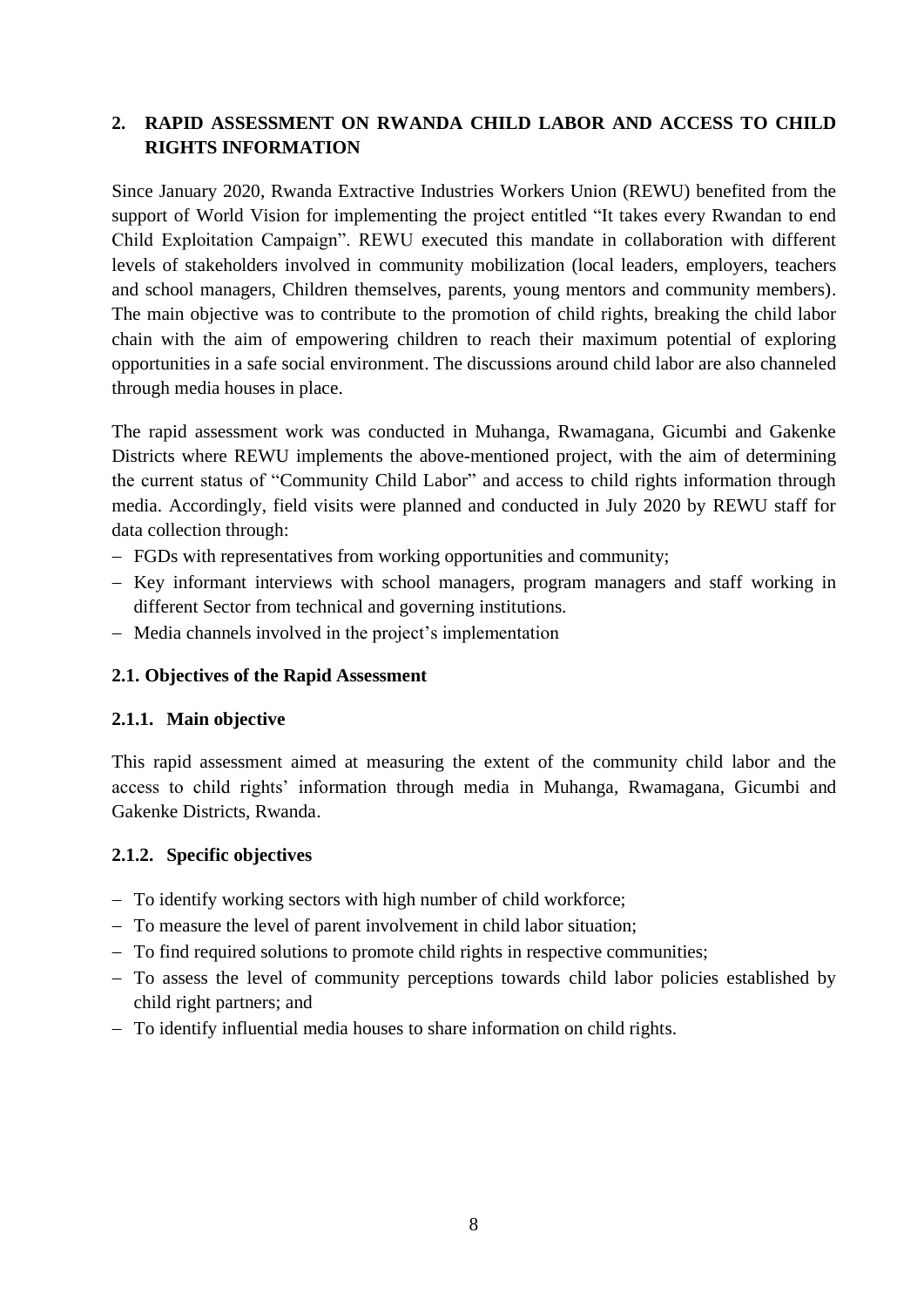## 2. RAPID ASSESSMENT ON RWANDA CHILD LABOR AND ACCESS TO CHILD RIGHTS INFORMATION

Since January 2020, Rwanda Extractive Industries Workers Union (REWU) benefited from the support of World Vision for implementing the project entitled "It takes every Rwandan to end Child Exploitation Campaign". REWU executed this mandate in collaboration with different levels of stakeholders involved in community mobilization (local leaders, employers, teachers and school managers, Children themselves, parents, young mentors and community members). The main objective was to contribute to the promotion of child rights, breaking the child labor chain with the aim of empowering children to reach their maximum potential of exploring opportunities in a safe social environment. The discussions around child labor are also channeled through media houses in place.

The rapid assessment work was conducted in Muhanga, Rwamagana, Gicumbi and Gakenke Districts where REWU implements the above-mentioned project, with the aim of determining the current status of "Community Child Labor" and access to child rights information through media. Accordingly, field visits were planned and conducted in July 2020 by REWU staff for data collection through:

- FGDs with representatives from working opportunities and community;
- Key informant interviews with school managers, program managers and staff working in different Sector from technical and governing institutions.
- Media channels involved in the project's implementation

### 2.1. Objectives of the Rapid Assessment

#### 2.1.1. Main objective

This rapid assessment aimed at measuring the extent of the community child labor and the access to child rights' information through media in Muhanga, Rwamagana, Gicumbi and Gakenke Districts, Rwanda.

#### 2.1.2. Specific objectives

- To identify working sectors with high number of child workforce;
- To measure the level of parent involvement in child labor situation;
- To find required solutions to promote child rights in respective communities;
- To assess the level of community perceptions towards child labor policies established by child right partners; and
- To identify influential media houses to share information on child rights.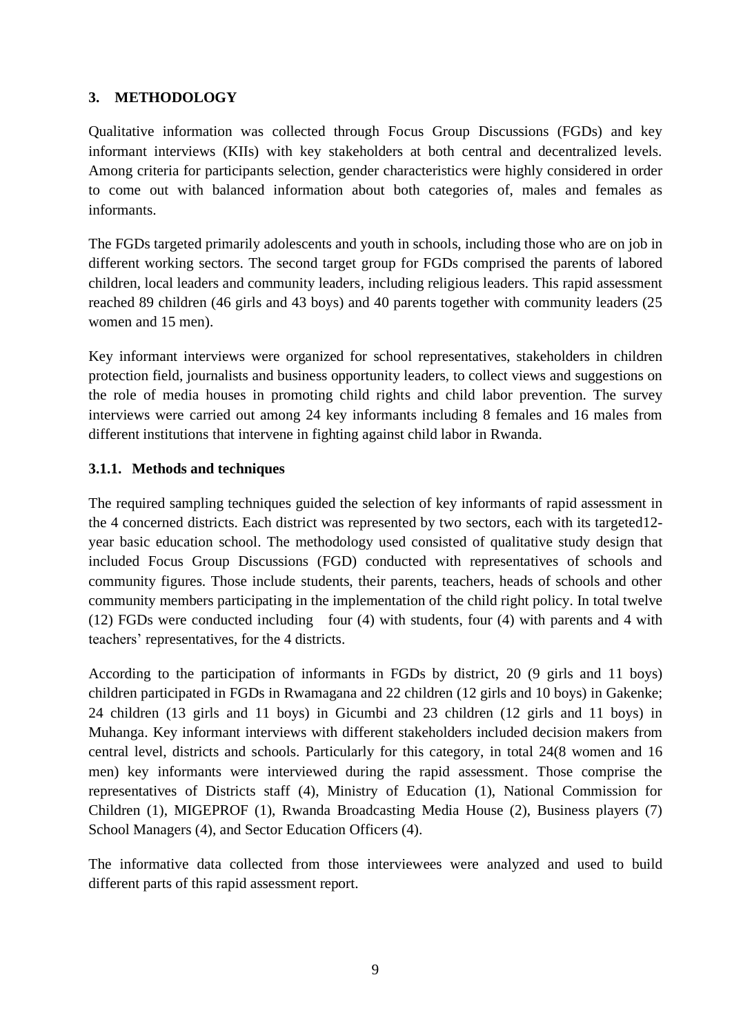## 3. METHODOLOGY

Qualitative information was collected through Focus Group Discussions (FGDs) and key informant interviews (KIIs) with key stakeholders at both central and decentralized levels. Among criteria for participants selection, gender characteristics were highly considered in order to come out with balanced information about both categories of, males and females as informants.

The FGDs targeted primarily adolescents and youth in schools, including those who are on job in different working sectors. The second target group for FGDs comprised the parents of labored children, local leaders and community leaders, including religious leaders. This rapid assessment reached 89 children (46 girls and 43 boys) and 40 parents together with community leaders (25 women and 15 men).

Key informant interviews were organized for school representatives, stakeholders in children protection field, journalists and business opportunity leaders, to collect views and suggestions on the role of media houses in promoting child rights and child labor prevention. The survey interviews were carried out among 24 key informants including 8 females and 16 males from different institutions that intervene in fighting against child labor in Rwanda.

### 3.1.1. Methods and techniques

The required sampling techniques guided the selection of key informants of rapid assessment in the 4 concerned districts. Each district was represented by two sectors, each with its targeted12-year basic education school. The methodology used consisted of qualitative study design that included Focus Group Discussions (FGD) conducted with representatives of schools and community figures. Those include students, their parents, teachers, heads of schools and other community members participating in the implementation of the child right policy. In total twelve (12) FGDs were conducted including four (4) with students, four (4) with parents and 4 with teachers' representatives, for the 4 districts.

According to the participation of informants in FGDs by district, 20 (9 girls and 11 boys) children participated in FGDs in Rwamagana and 22 children (12 girls and 10 boys) in Gakenke; 24 children (13 girls and 11 boys) in Gicumbi and 23 children (12 girls and 11 boys) in Muhanga. Key informant interviews with different stakeholders included decision makers from central level, districts and schools. Particularly for this category, in total 24(8 women and 16 men) key informants were interviewed during the rapid assessment. Those comprise the representatives of Districts staff (4), Ministry of Education (1), National Commission for Children (1), MIGEPROF (1), Rwanda Broadcasting Media House (2), Business players (7) School Managers (4), and Sector Education Officers (4).

The informative data collected from those interviewees were analyzed and used to build different parts of this rapid assessment report.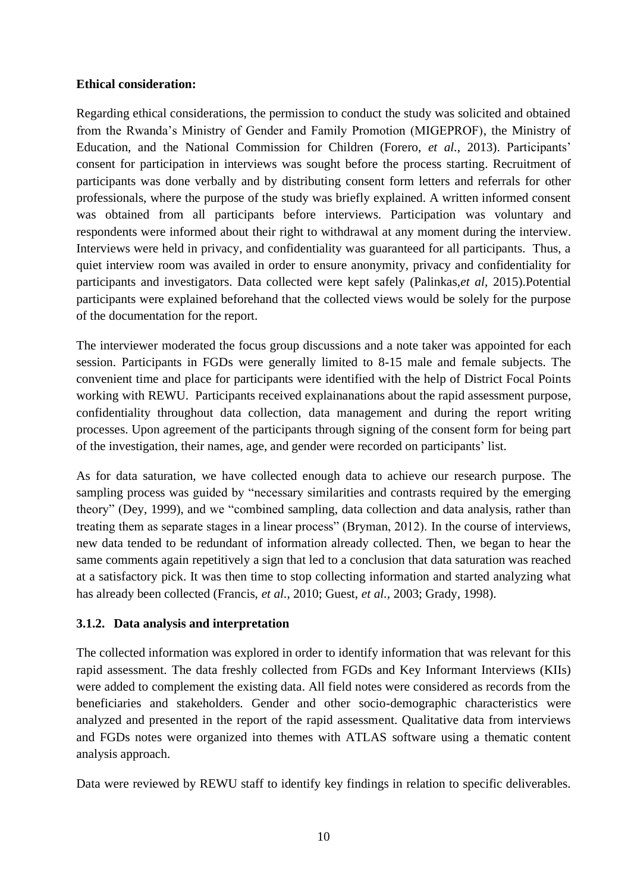**Ethical consideration:**

Regarding ethical considerations, the permission to conduct the study was solicited and obtained from the Rwanda's Ministry of Gender and Family Promotion (MIGEPROF), the Ministry of Education, and the National Commission for Children (Forero, *et al.*, 2013). Participants' consent for participation in interviews was sought before the process starting. Recruitment of participants was done verbally and by distributing consent form letters and referrals for other professionals, where the purpose of the study was briefly explained. A written informed consent was obtained from all participants before interviews. Participation was voluntary and respondents were informed about their right to withdrawal at any moment during the interview. Interviews were held in privacy, and confidentiality was guaranteed for all participants. Thus, a quiet interview room was availed in order to ensure anonymity, privacy and confidentiality for participants and investigators. Data collected were kept safely (Palinkas,*et al*, 2015).Potential participants were explained beforehand that the collected views would be solely for the purpose of the documentation for the report.

The interviewer moderated the focus group discussions and a note taker was appointed for each session. Participants in FGDs were generally limited to 8-15 male and female subjects. The convenient time and place for participants were identified with the help of District Focal Points working with REWU. Participants received explainanations about the rapid assessment purpose, confidentiality throughout data collection, data management and during the report writing processes. Upon agreement of the participants through signing of the consent form for being part of the investigation, their names, age, and gender were recorded on participants' list.

As for data saturation, we have collected enough data to achieve our research purpose. The sampling process was guided by "necessary similarities and contrasts required by the emerging theory" (Dey, 1999), and we "combined sampling, data collection and data analysis, rather than treating them as separate stages in a linear process" (Bryman, 2012). In the course of interviews, new data tended to be redundant of information already collected. Then, we began to hear the same comments again repetitively a sign that led to a conclusion that data saturation was reached at a satisfactory pick. It was then time to stop collecting information and started analyzing what has already been collected (Francis, *et al.*, 2010; Guest, *et al.*, 2003; Grady, 1998).

### 3.1.2. Data analysis and interpretation

The collected information was explored in order to identify information that was relevant for this rapid assessment. The data freshly collected from FGDs and Key Informant Interviews (KIIs) were added to complement the existing data. All field notes were considered as records from the beneficiaries and stakeholders. Gender and other socio-demographic characteristics were analyzed and presented in the report of the rapid assessment. Qualitative data from interviews and FGDs notes were organized into themes with ATLAS software using a thematic content analysis approach.

Data were reviewed by REWU staff to identify key findings in relation to specific deliverables.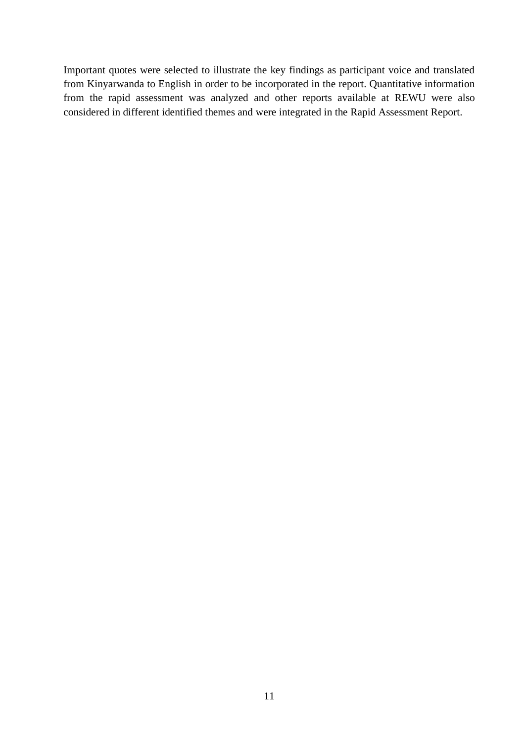Important quotes were selected to illustrate the key findings as participant voice and translated from Kinyarwanda to English in order to be incorporated in the report. Quantitative information from the rapid assessment was analyzed and other reports available at REWU were also considered in different identified themes and were integrated in the Rapid Assessment Report.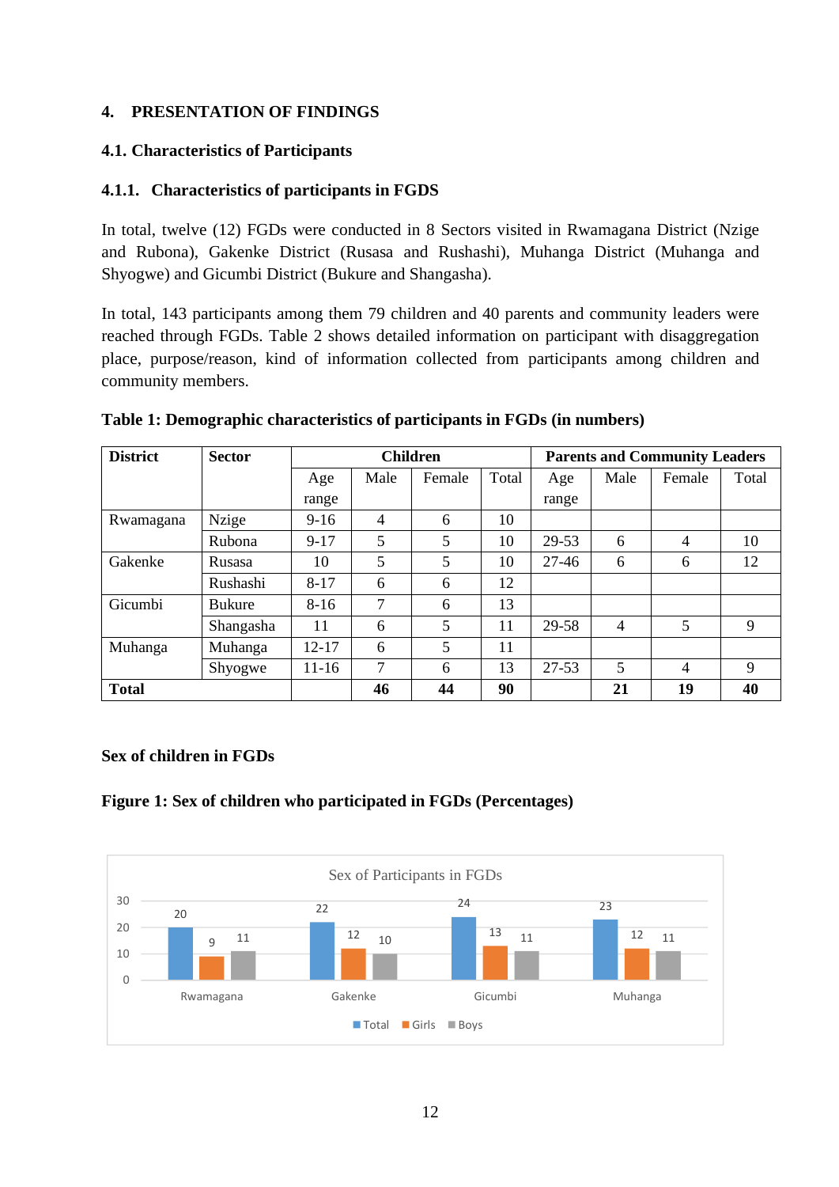# 4. PRESENTATION OF FINDINGS

## 4.1. Characteristics of Participants

### 4.1.1. Characteristics of participants in FGDS

In total, twelve (12) FGDs were conducted in 8 Sectors visited in Rwamagana District (Nzige and Rubona), Gakenke District (Rusasa and Rushashi), Muhanga District (Muhanga and Shyogwe) and Gicumbi District (Bukure and Shangasha).

In total, 143 participants among them 79 children and 40 parents and community leaders were reached through FGDs. Table 2 shows detailed information on participant with disaggregation place, purpose/reason, kind of information collected from participants among children and community members.

**Table 1: Demographic characteristics of participants in FGDs (in numbers)**

| District | Sector | Children | | | | Parents and Community Leaders | | | |
|---|---|---|---|---|---|---|---|---|---|
| | | Age range | Male | Female | Total | Age range | Male | Female | Total |
| Rwamagana | Nzige | 9-16 | 4 | 6 | 10 | | | | |
| | Rubona | 9-17 | 5 | 5 | 10 | 29-53 | 6 | 4 | 10 |
| Gakenke | Rusasa | 10 | 5 | 5 | 10 | 27-46 | 6 | 6 | 12 |
| | Rushashi | 8-17 | 6 | 6 | 12 | | | | |
| Gicumbi | Bukure | 8-16 | 7 | 6 | 13 | | | | |
| | Shangasha | 11 | 6 | 5 | 11 | 29-58 | 4 | 5 | 9 |
| Muhanga | Muhanga | 12-17 | 6 | 5 | 11 | | | | |
| | Shyogwe | 11-16 | 7 | 6 | 13 | 27-53 | 5 | 4 | 9 |
| **Total** | | | **46** | **44** | **90** | | **21** | **19** | **40** |

**Sex of children in FGDs**

**Figure 1: Sex of children who participated in FGDs (Percentages)**

Sex of Participants in FGDs

| District | Total | Girls | Boys |
|---|---|---|---|
| Rwamagana | 20 | 9 | 11 |
| Gakenke | 22 | 12 | 10 |
| Gicumbi | 24 | 13 | 11 |
| Muhanga | 23 | 12 | 11 |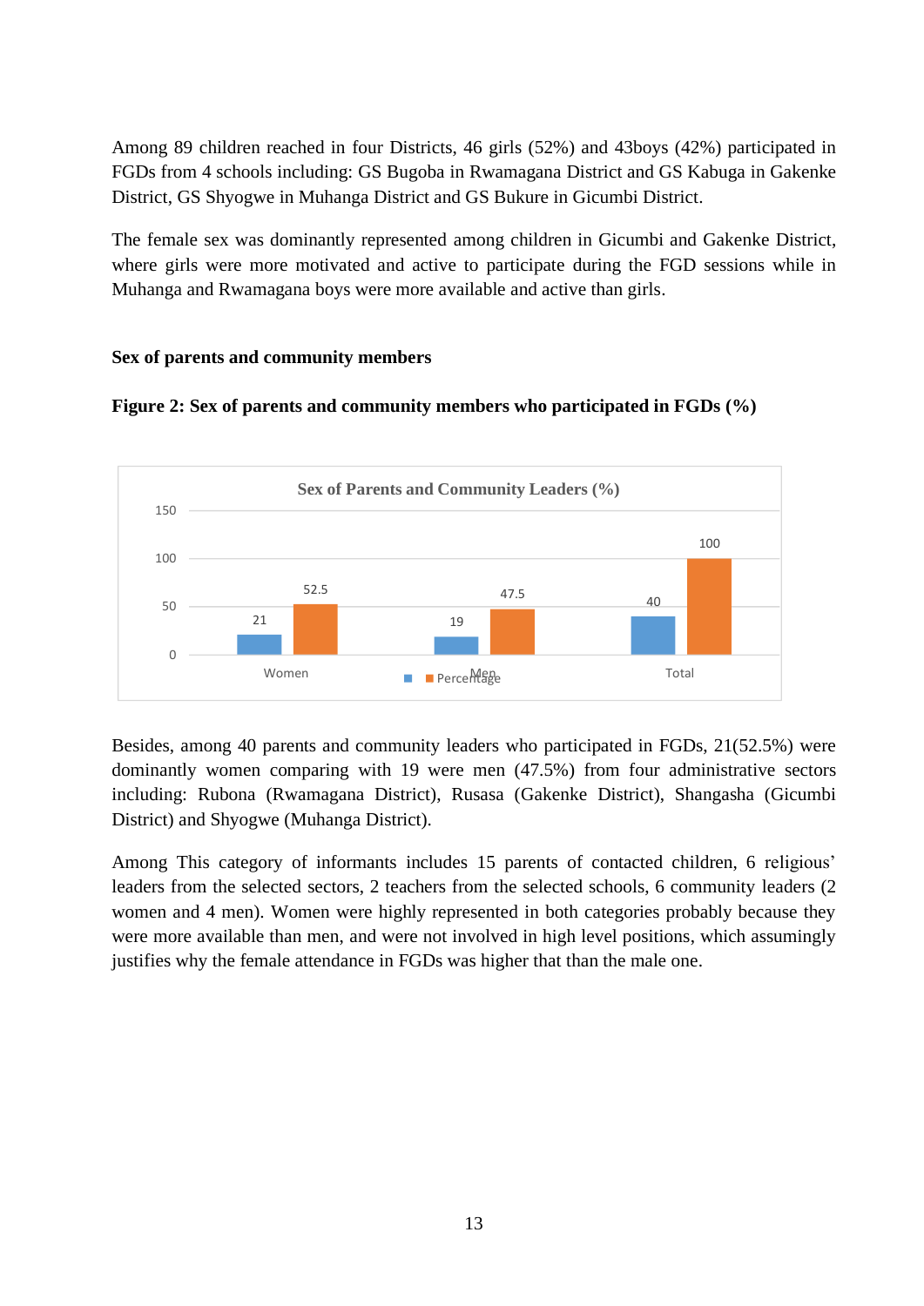Among 89 children reached in four Districts, 46 girls (52%) and 43boys (42%) participated in FGDs from 4 schools including: GS Bugoba in Rwamagana District and GS Kabuga in Gakenke District, GS Shyogwe in Muhanga District and GS Bukure in Gicumbi District.

The female sex was dominantly represented among children in Gicumbi and Gakenke District, where girls were more motivated and active to participate during the FGD sessions while in Muhanga and Rwamagana boys were more available and active than girls.

**Sex of parents and community members**

**Figure 2: Sex of parents and community members who participated in FGDs (%)**

Sex of Parents and Community Leaders (%)

| | Women | Men | Total |
|---|---|---|---|
| (Number) | 21 | 19 | 40 |
| Percentage | 52.5 | 47.5 | 100 |

Besides, among 40 parents and community leaders who participated in FGDs, 21(52.5%) were dominantly women comparing with 19 were men (47.5%) from four administrative sectors including: Rubona (Rwamagana District), Rusasa (Gakenke District), Shangasha (Gicumbi District) and Shyogwe (Muhanga District).

Among This category of informants includes 15 parents of contacted children, 6 religious' leaders from the selected sectors, 2 teachers from the selected schools, 6 community leaders (2 women and 4 men). Women were highly represented in both categories probably because they were more available than men, and were not involved in high level positions, which assumingly justifies why the female attendance in FGDs was higher that than the male one.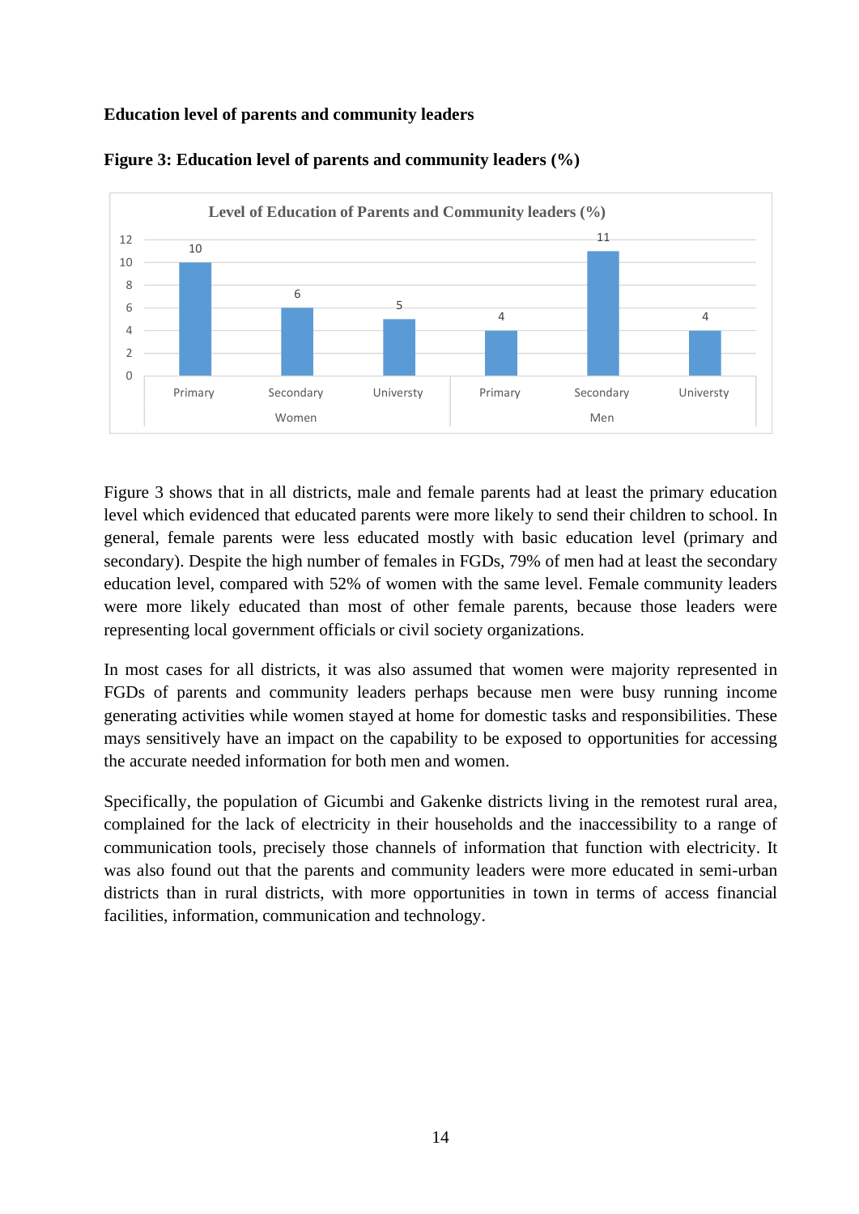**Education level of parents and community leaders**

**Figure 3: Education level of parents and community leaders (%)**

| | Women | | | Men | | |
|---|---|---|---|---|---|---|
| | Primary | Secondary | Universty | Primary | Secondary | Universty |
| Level of Education of Parents and Community leaders (%) | 10 | 6 | 5 | 4 | 11 | 4 |

Figure 3 shows that in all districts, male and female parents had at least the primary education level which evidenced that educated parents were more likely to send their children to school. In general, female parents were less educated mostly with basic education level (primary and secondary). Despite the high number of females in FGDs, 79% of men had at least the secondary education level, compared with 52% of women with the same level. Female community leaders were more likely educated than most of other female parents, because those leaders were representing local government officials or civil society organizations.

In most cases for all districts, it was also assumed that women were majority represented in FGDs of parents and community leaders perhaps because men were busy running income generating activities while women stayed at home for domestic tasks and responsibilities. These mays sensitively have an impact on the capability to be exposed to opportunities for accessing the accurate needed information for both men and women.

Specifically, the population of Gicumbi and Gakenke districts living in the remotest rural area, complained for the lack of electricity in their households and the inaccessibility to a range of communication tools, precisely those channels of information that function with electricity. It was also found out that the parents and community leaders were more educated in semi-urban districts than in rural districts, with more opportunities in town in terms of access financial facilities, information, communication and technology.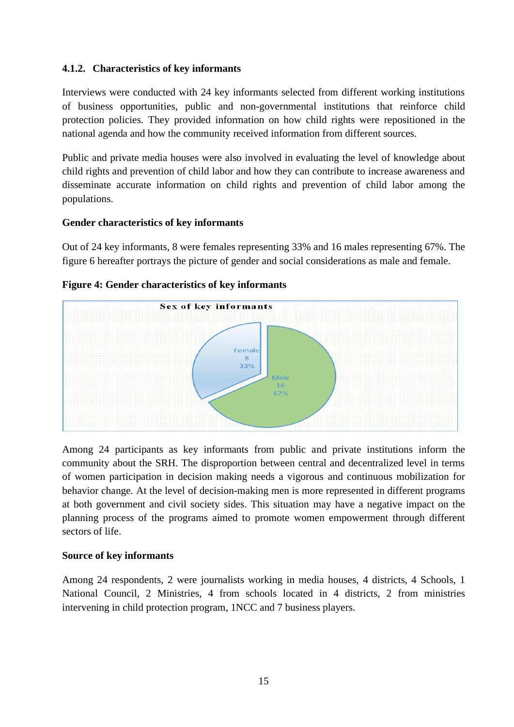### 4.1.2. Characteristics of key informants

Interviews were conducted with 24 key informants selected from different working institutions of business opportunities, public and non-governmental institutions that reinforce child protection policies. They provided information on how child rights were repositioned in the national agenda and how the community received information from different sources.

Public and private media houses were also involved in evaluating the level of knowledge about child rights and prevention of child labor and how they can contribute to increase awareness and disseminate accurate information on child rights and prevention of child labor among the populations.

**Gender characteristics of key informants**

Out of 24 key informants, 8 were females representing 33% and 16 males representing 67%. The figure 6 hereafter portrays the picture of gender and social considerations as male and female.

**Figure 4: Gender characteristics of key informants**

Among 24 participants as key informants from public and private institutions inform the community about the SRH. The disproportion between central and decentralized level in terms of women participation in decision making needs a vigorous and continuous mobilization for behavior change. At the level of decision-making men is more represented in different programs at both government and civil society sides. This situation may have a negative impact on the planning process of the programs aimed to promote women empowerment through different sectors of life.

**Source of key informants**

Among 24 respondents, 2 were journalists working in media houses, 4 districts, 4 Schools, 1 National Council, 2 Ministries, 4 from schools located in 4 districts, 2 from ministries intervening in child protection program, 1NCC and 7 business players.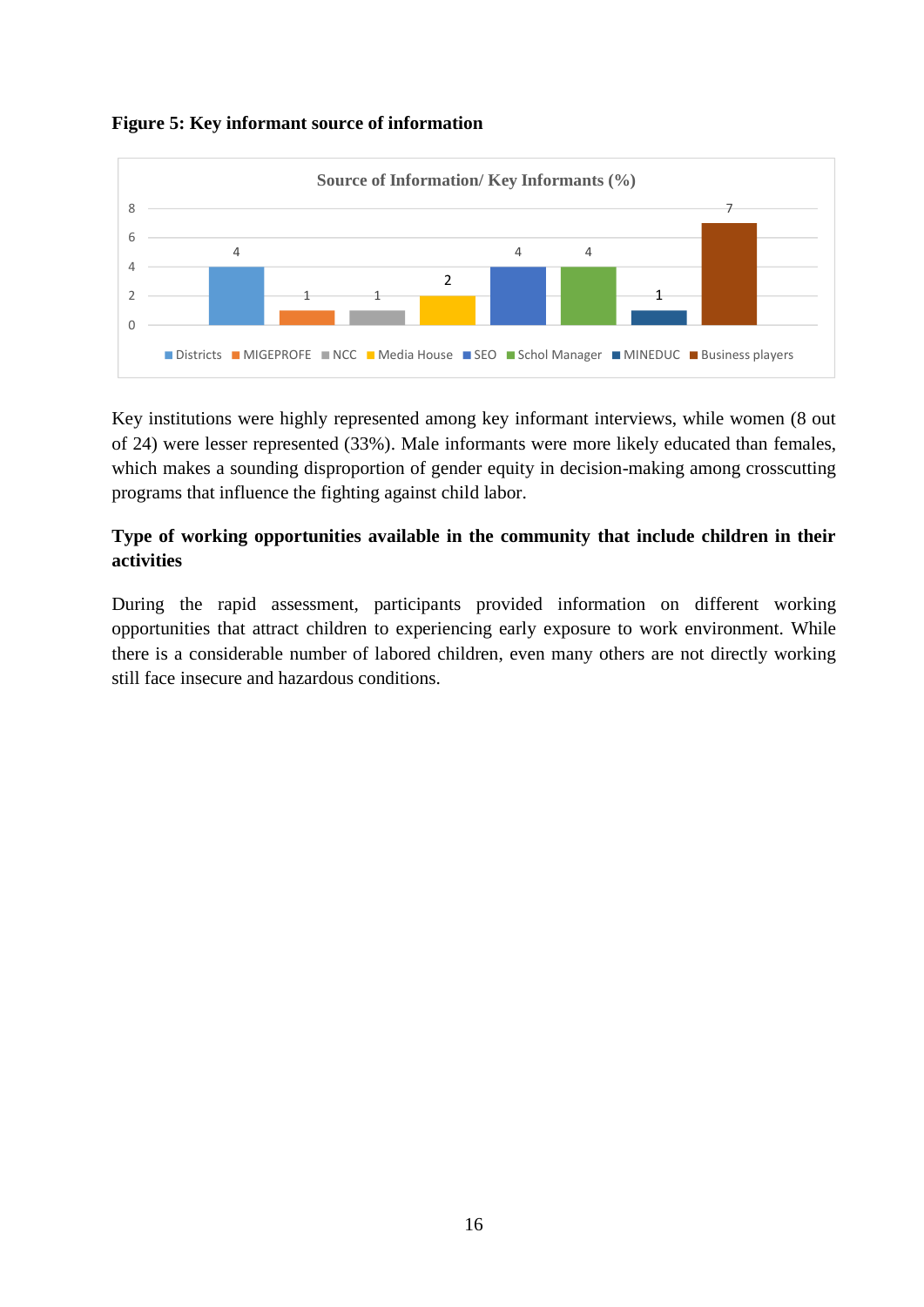**Figure 5: Key informant source of information**

| Source of Information/ Key Informants (%) | Value |
|---|---|
| Districts | 4 |
| MIGEPROFE | 1 |
| NCC | 1 |
| Media House | 2 |
| SEO | 4 |
| Schol Manager | 4 |
| MINEDUC | 1 |
| Business players | 7 |

Key institutions were highly represented among key informant interviews, while women (8 out of 24) were lesser represented (33%). Male informants were more likely educated than females, which makes a sounding disproportion of gender equity in decision-making among crosscutting programs that influence the fighting against child labor.

**Type of working opportunities available in the community that include children in their activities**

During the rapid assessment, participants provided information on different working opportunities that attract children to experiencing early exposure to work environment. While there is a considerable number of labored children, even many others are not directly working still face insecure and hazardous conditions.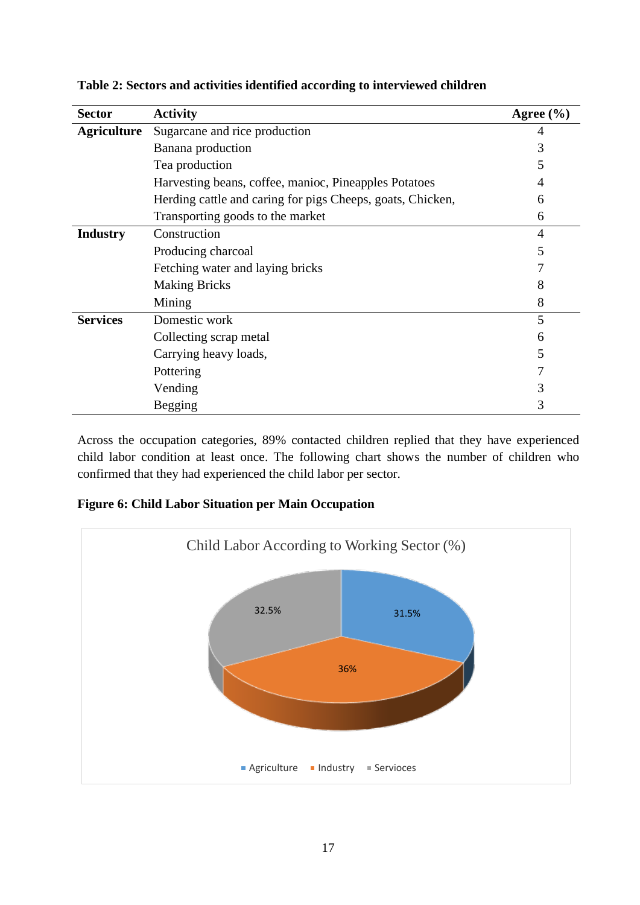**Table 2: Sectors and activities identified according to interviewed children**

| Sector | Activity | Agree (%) |
|---|---|---|
| **Agriculture** | Sugarcane and rice production | 4 |
| | Banana production | 3 |
| | Tea production | 5 |
| | Harvesting beans, coffee, manioc, Pineapples Potatoes | 4 |
| | Herding cattle and caring for pigs Cheeps, goats, Chicken, | 6 |
| | Transporting goods to the market | 6 |
| **Industry** | Construction | 4 |
| | Producing charcoal | 5 |
| | Fetching water and laying bricks | 7 |
| | Making Bricks | 8 |
| | Mining | 8 |
| **Services** | Domestic work | 5 |
| | Collecting scrap metal | 6 |
| | Carrying heavy loads, | 5 |
| | Pottering | 7 |
| | Vending | 3 |
| | Begging | 3 |

Across the occupation categories, 89% contacted children replied that they have experienced child labor condition at least once. The following chart shows the number of children who confirmed that they had experienced the child labor per sector.

**Figure 6: Child Labor Situation per Main Occupation**

Child Labor According to Working Sector (%)

- Agriculture: 31.5%
- Industry: 36%
- Servioces: 32.5%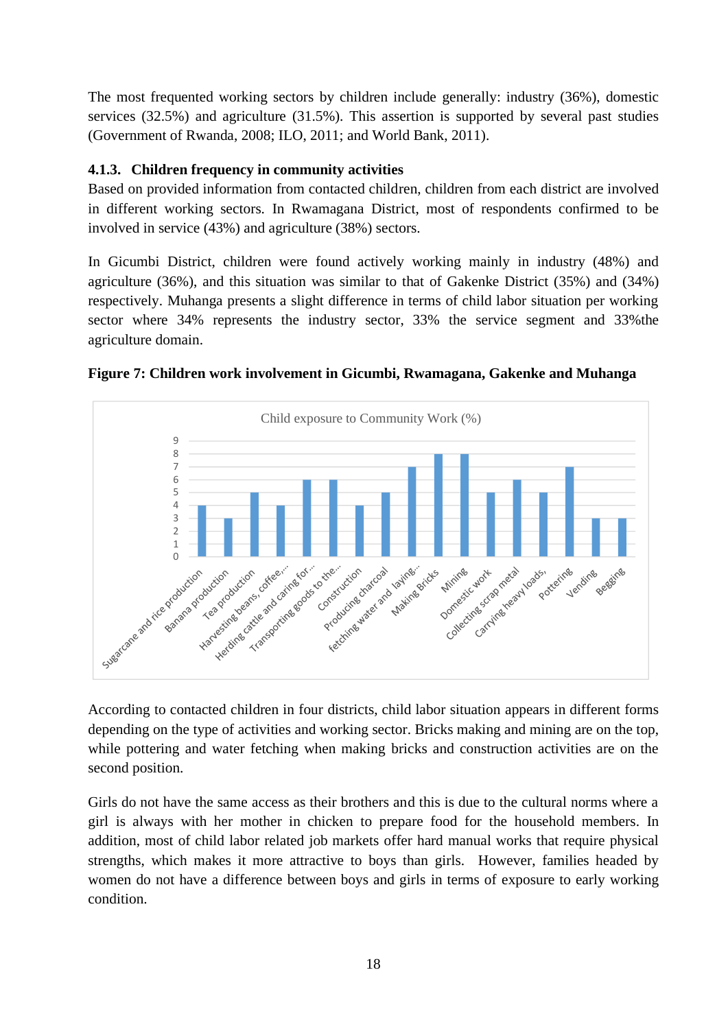The most frequented working sectors by children include generally: industry (36%), domestic services (32.5%) and agriculture (31.5%). This assertion is supported by several past studies (Government of Rwanda, 2008; ILO, 2011; and World Bank, 2011).

### 4.1.3. Children frequency in community activities

Based on provided information from contacted children, children from each district are involved in different working sectors. In Rwamagana District, most of respondents confirmed to be involved in service (43%) and agriculture (38%) sectors.

In Gicumbi District, children were found actively working mainly in industry (48%) and agriculture (36%), and this situation was similar to that of Gakenke District (35%) and (34%) respectively. Muhanga presents a slight difference in terms of child labor situation per working sector where 34% represents the industry sector, 33% the service segment and 33%the agriculture domain.

**Figure 7: Children work involvement in Gicumbi, Rwamagana, Gakenke and Muhanga**

According to contacted children in four districts, child labor situation appears in different forms depending on the type of activities and working sector. Bricks making and mining are on the top, while pottering and water fetching when making bricks and construction activities are on the second position.

Girls do not have the same access as their brothers and this is due to the cultural norms where a girl is always with her mother in chicken to prepare food for the household members. In addition, most of child labor related job markets offer hard manual works that require physical strengths, which makes it more attractive to boys than girls. However, families headed by women do not have a difference between boys and girls in terms of exposure to early working condition.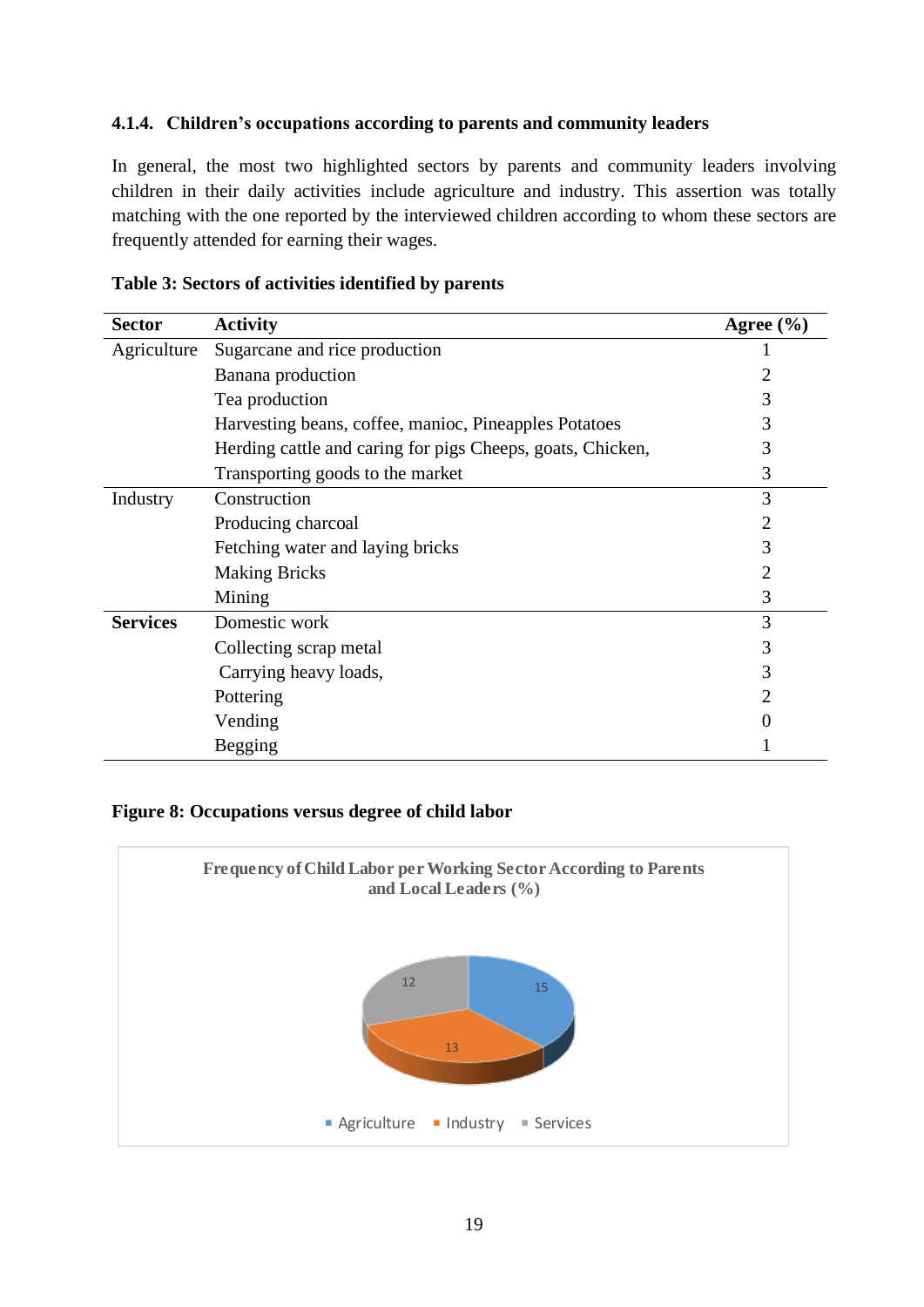#### 4.1.4. Children's occupations according to parents and community leaders

In general, the most two highlighted sectors by parents and community leaders involving children in their daily activities include agriculture and industry. This assertion was totally matching with the one reported by the interviewed children according to whom these sectors are frequently attended for earning their wages.

**Table 3: Sectors of activities identified by parents**

| Sector | Activity | Agree (%) |
|---|---|---|
| Agriculture | Sugarcane and rice production | 1 |
| | Banana production | 2 |
| | Tea production | 3 |
| | Harvesting beans, coffee, manioc, Pineapples Potatoes | 3 |
| | Herding cattle and caring for pigs Cheeps, goats, Chicken, | 3 |
| | Transporting goods to the market | 3 |
| Industry | Construction | 3 |
| | Producing charcoal | 2 |
| | Fetching water and laying bricks | 3 |
| | Making Bricks | 2 |
| | Mining | 3 |
| **Services** | Domestic work | 3 |
| | Collecting scrap metal | 3 |
| | Carrying heavy loads, | 3 |
| | Pottering | 2 |
| | Vending | 0 |
| | Begging | 1 |

**Figure 8: Occupations versus degree of child labor**

Frequency of Child Labor per Working Sector According to Parents and Local Leaders (%)

| Sector | % |
|---|---|
| Agriculture | 15 |
| Industry | 13 |
| Services | 12 |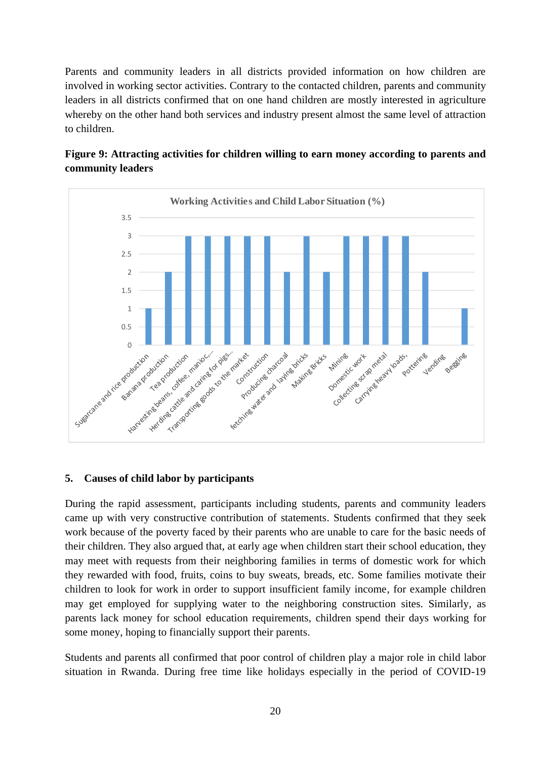Parents and community leaders in all districts provided information on how children are involved in working sector activities. Contrary to the contacted children, parents and community leaders in all districts confirmed that on one hand children are mostly interested in agriculture whereby on the other hand both services and industry present almost the same level of attraction to children.

**Figure 9: Attracting activities for children willing to earn money according to parents and community leaders**

Working Activities and Child Labor Situation (%)

| Activity | Value |
|---|---|
| Sugarcane and rice production | 1 |
| Banana production | 2 |
| Tea production | 3 |
| Harvesting beans, coffee, manioc,... | 3 |
| Herding cattle and caring for pigs... | 3 |
| Transporting goods to the market | 3 |
| Construction | 3 |
| Producing charcoal | 2 |
| fetching water and laying bricks | 3 |
| Making Bricks | 2 |
| Mining | 3 |
| Domestic work | 3 |
| Collecting scrap metal | 3 |
| Carrying heavy loads, | 3 |
| Pottering | 2 |
| Vending | 0 |
| Begging | 1 |

## 5. Causes of child labor by participants

During the rapid assessment, participants including students, parents and community leaders came up with very constructive contribution of statements. Students confirmed that they seek work because of the poverty faced by their parents who are unable to care for the basic needs of their children. They also argued that, at early age when children start their school education, they may meet with requests from their neighboring families in terms of domestic work for which they rewarded with food, fruits, coins to buy sweats, breads, etc. Some families motivate their children to look for work in order to support insufficient family income, for example children may get employed for supplying water to the neighboring construction sites. Similarly, as parents lack money for school education requirements, children spend their days working for some money, hoping to financially support their parents.

Students and parents all confirmed that poor control of children play a major role in child labor situation in Rwanda. During free time like holidays especially in the period of COVID-19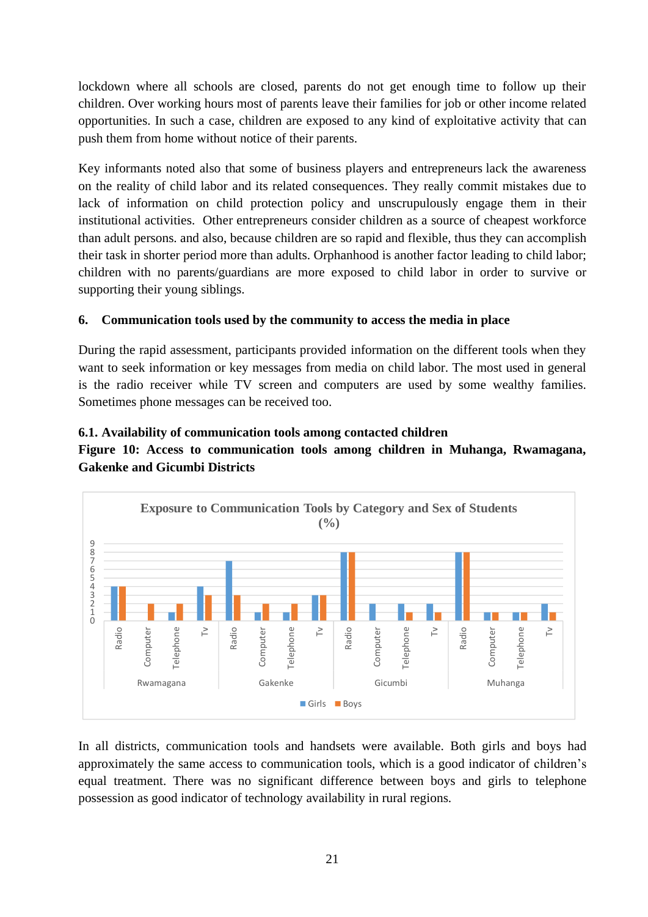lockdown where all schools are closed, parents do not get enough time to follow up their children. Over working hours most of parents leave their families for job or other income related opportunities. In such a case, children are exposed to any kind of exploitative activity that can push them from home without notice of their parents.

Key informants noted also that some of business players and entrepreneurs lack the awareness on the reality of child labor and its related consequences. They really commit mistakes due to lack of information on child protection policy and unscrupulously engage them in their institutional activities. Other entrepreneurs consider children as a source of cheapest workforce than adult persons. and also, because children are so rapid and flexible, thus they can accomplish their task in shorter period more than adults. Orphanhood is another factor leading to child labor; children with no parents/guardians are more exposed to child labor in order to survive or supporting their young siblings.

## 6. Communication tools used by the community to access the media in place

During the rapid assessment, participants provided information on the different tools when they want to seek information or key messages from media on child labor. The most used in general is the radio receiver while TV screen and computers are used by some wealthy families. Sometimes phone messages can be received too.

### 6.1. Availability of communication tools among contacted children

**Figure 10: Access to communication tools among children in Muhanga, Rwamagana, Gakenke and Gicumbi Districts**

In all districts, communication tools and handsets were available. Both girls and boys had approximately the same access to communication tools, which is a good indicator of children's equal treatment. There was no significant difference between boys and girls to telephone possession as good indicator of technology availability in rural regions.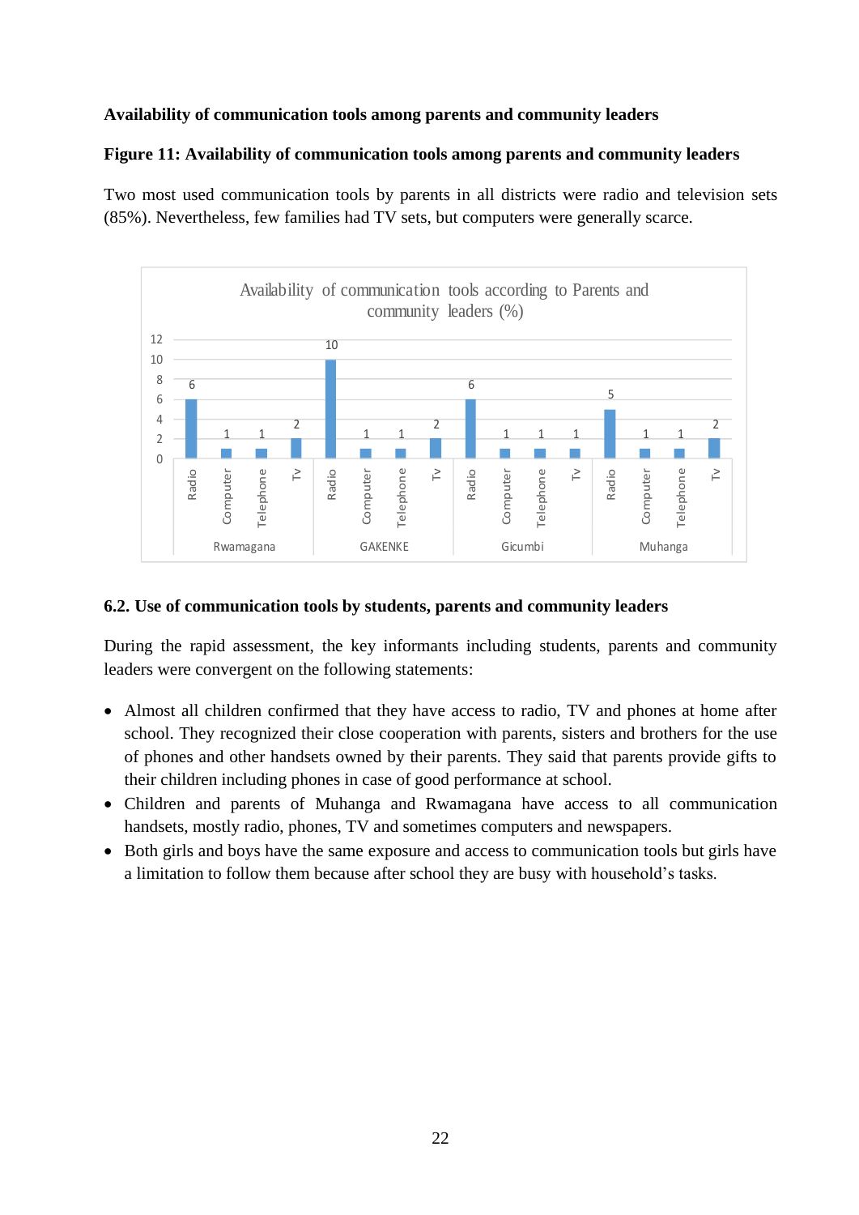**Availability of communication tools among parents and community leaders**

**Figure 11: Availability of communication tools among parents and community leaders**

Two most used communication tools by parents in all districts were radio and television sets (85%). Nevertheless, few families had TV sets, but computers were generally scarce.

Availability of communication tools according to Parents and community leaders (%)

| District | Radio | Computer | Telephone | Tv |
|---|---|---|---|---|
| Rwamagana | 6 | 1 | 1 | 2 |
| GAKENKE | 10 | 1 | 1 | 2 |
| Gicumbi | 6 | 1 | 1 | 1 |
| Muhanga | 5 | 1 | 1 | 2 |

## 6.2. Use of communication tools by students, parents and community leaders

During the rapid assessment, the key informants including students, parents and community leaders were convergent on the following statements:

- Almost all children confirmed that they have access to radio, TV and phones at home after school. They recognized their close cooperation with parents, sisters and brothers for the use of phones and other handsets owned by their parents. They said that parents provide gifts to their children including phones in case of good performance at school.
- Children and parents of Muhanga and Rwamagana have access to all communication handsets, mostly radio, phones, TV and sometimes computers and newspapers.
- Both girls and boys have the same exposure and access to communication tools but girls have a limitation to follow them because after school they are busy with household's tasks.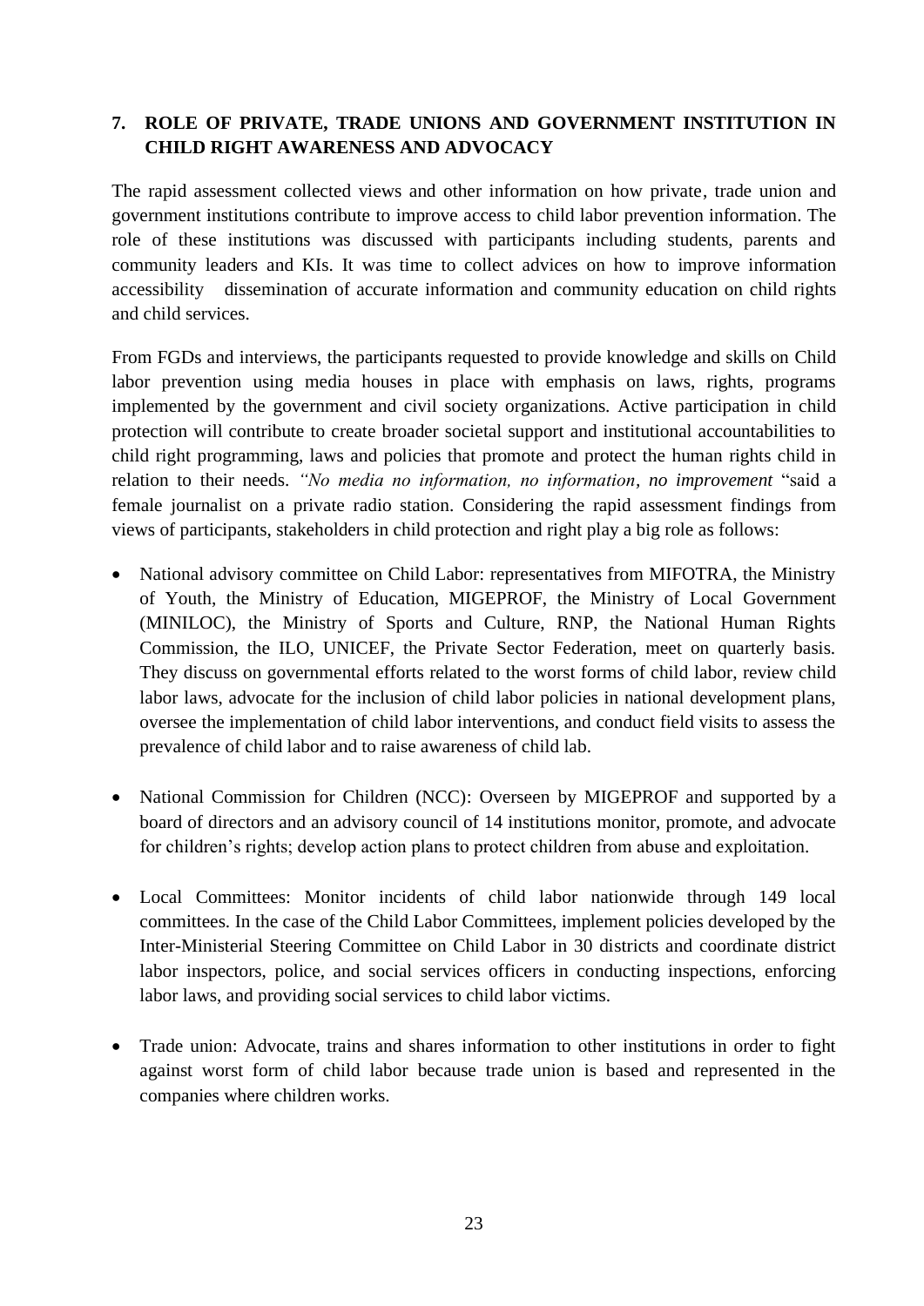## 7. ROLE OF PRIVATE, TRADE UNIONS AND GOVERNMENT INSTITUTION IN CHILD RIGHT AWARENESS AND ADVOCACY

The rapid assessment collected views and other information on how private, trade union and government institutions contribute to improve access to child labor prevention information. The role of these institutions was discussed with participants including students, parents and community leaders and KIs. It was time to collect advices on how to improve information accessibility dissemination of accurate information and community education on child rights and child services.

From FGDs and interviews, the participants requested to provide knowledge and skills on Child labor prevention using media houses in place with emphasis on laws, rights, programs implemented by the government and civil society organizations. Active participation in child protection will contribute to create broader societal support and institutional accountabilities to child right programming, laws and policies that promote and protect the human rights child in relation to their needs. *"No media no information, no information, no improvement* "said a female journalist on a private radio station. Considering the rapid assessment findings from views of participants, stakeholders in child protection and right play a big role as follows:

- National advisory committee on Child Labor: representatives from MIFOTRA, the Ministry of Youth, the Ministry of Education, MIGEPROF, the Ministry of Local Government (MINILOC), the Ministry of Sports and Culture, RNP, the National Human Rights Commission, the ILO, UNICEF, the Private Sector Federation, meet on quarterly basis. They discuss on governmental efforts related to the worst forms of child labor, review child labor laws, advocate for the inclusion of child labor policies in national development plans, oversee the implementation of child labor interventions, and conduct field visits to assess the prevalence of child labor and to raise awareness of child lab.

- National Commission for Children (NCC): Overseen by MIGEPROF and supported by a board of directors and an advisory council of 14 institutions monitor, promote, and advocate for children's rights; develop action plans to protect children from abuse and exploitation.

- Local Committees: Monitor incidents of child labor nationwide through 149 local committees. In the case of the Child Labor Committees, implement policies developed by the Inter-Ministerial Steering Committee on Child Labor in 30 districts and coordinate district labor inspectors, police, and social services officers in conducting inspections, enforcing labor laws, and providing social services to child labor victims.

- Trade union: Advocate, trains and shares information to other institutions in order to fight against worst form of child labor because trade union is based and represented in the companies where children works.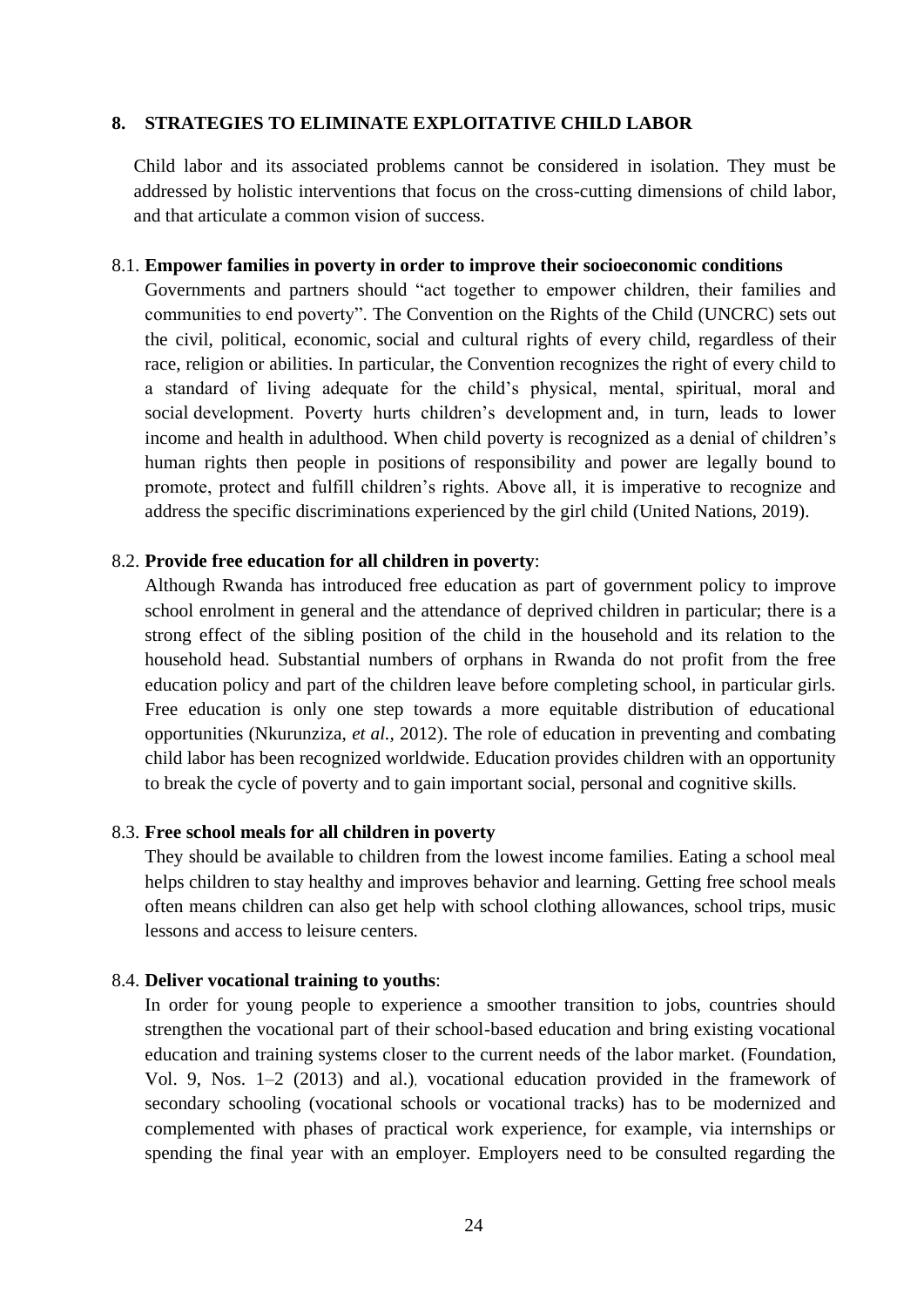## 8. STRATEGIES TO ELIMINATE EXPLOITATIVE CHILD LABOR

Child labor and its associated problems cannot be considered in isolation. They must be addressed by holistic interventions that focus on the cross-cutting dimensions of child labor, and that articulate a common vision of success.

### 8.1. Empower families in poverty in order to improve their socioeconomic conditions

Governments and partners should "act together to empower children, their families and communities to end poverty". The Convention on the Rights of the Child (UNCRC) sets out the civil, political, economic, social and cultural rights of every child, regardless of their race, religion or abilities. In particular, the Convention recognizes the right of every child to a standard of living adequate for the child's physical, mental, spiritual, moral and social development. Poverty hurts children's development and, in turn, leads to lower income and health in adulthood. When child poverty is recognized as a denial of children's human rights then people in positions of responsibility and power are legally bound to promote, protect and fulfill children's rights. Above all, it is imperative to recognize and address the specific discriminations experienced by the girl child (United Nations, 2019).

### 8.2. Provide free education for all children in poverty:

Although Rwanda has introduced free education as part of government policy to improve school enrolment in general and the attendance of deprived children in particular; there is a strong effect of the sibling position of the child in the household and its relation to the household head. Substantial numbers of orphans in Rwanda do not profit from the free education policy and part of the children leave before completing school, in particular girls. Free education is only one step towards a more equitable distribution of educational opportunities (Nkurunziza, *et al.*, 2012). The role of education in preventing and combating child labor has been recognized worldwide. Education provides children with an opportunity to break the cycle of poverty and to gain important social, personal and cognitive skills.

### 8.3. Free school meals for all children in poverty

They should be available to children from the lowest income families. Eating a school meal helps children to stay healthy and improves behavior and learning. Getting free school meals often means children can also get help with school clothing allowances, school trips, music lessons and access to leisure centers.

### 8.4. Deliver vocational training to youths:

In order for young people to experience a smoother transition to jobs, countries should strengthen the vocational part of their school-based education and bring existing vocational education and training systems closer to the current needs of the labor market. (Foundation, Vol. 9, Nos. 1–2 (2013) and al.), vocational education provided in the framework of secondary schooling (vocational schools or vocational tracks) has to be modernized and complemented with phases of practical work experience, for example, via internships or spending the final year with an employer. Employers need to be consulted regarding the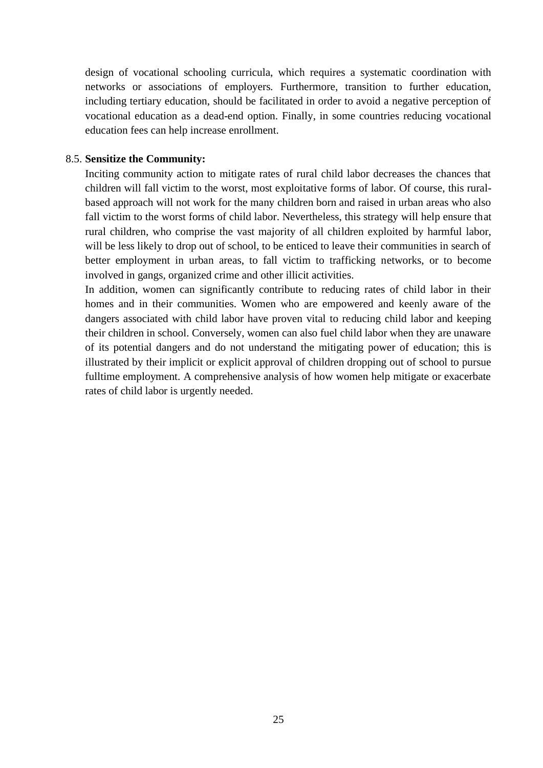design of vocational schooling curricula, which requires a systematic coordination with networks or associations of employers. Furthermore, transition to further education, including tertiary education, should be facilitated in order to avoid a negative perception of vocational education as a dead-end option. Finally, in some countries reducing vocational education fees can help increase enrollment.

8.5. **Sensitize the Community:**

Inciting community action to mitigate rates of rural child labor decreases the chances that children will fall victim to the worst, most exploitative forms of labor. Of course, this rural-based approach will not work for the many children born and raised in urban areas who also fall victim to the worst forms of child labor. Nevertheless, this strategy will help ensure that rural children, who comprise the vast majority of all children exploited by harmful labor, will be less likely to drop out of school, to be enticed to leave their communities in search of better employment in urban areas, to fall victim to trafficking networks, or to become involved in gangs, organized crime and other illicit activities.

In addition, women can significantly contribute to reducing rates of child labor in their homes and in their communities. Women who are empowered and keenly aware of the dangers associated with child labor have proven vital to reducing child labor and keeping their children in school. Conversely, women can also fuel child labor when they are unaware of its potential dangers and do not understand the mitigating power of education; this is illustrated by their implicit or explicit approval of children dropping out of school to pursue fulltime employment. A comprehensive analysis of how women help mitigate or exacerbate rates of child labor is urgently needed.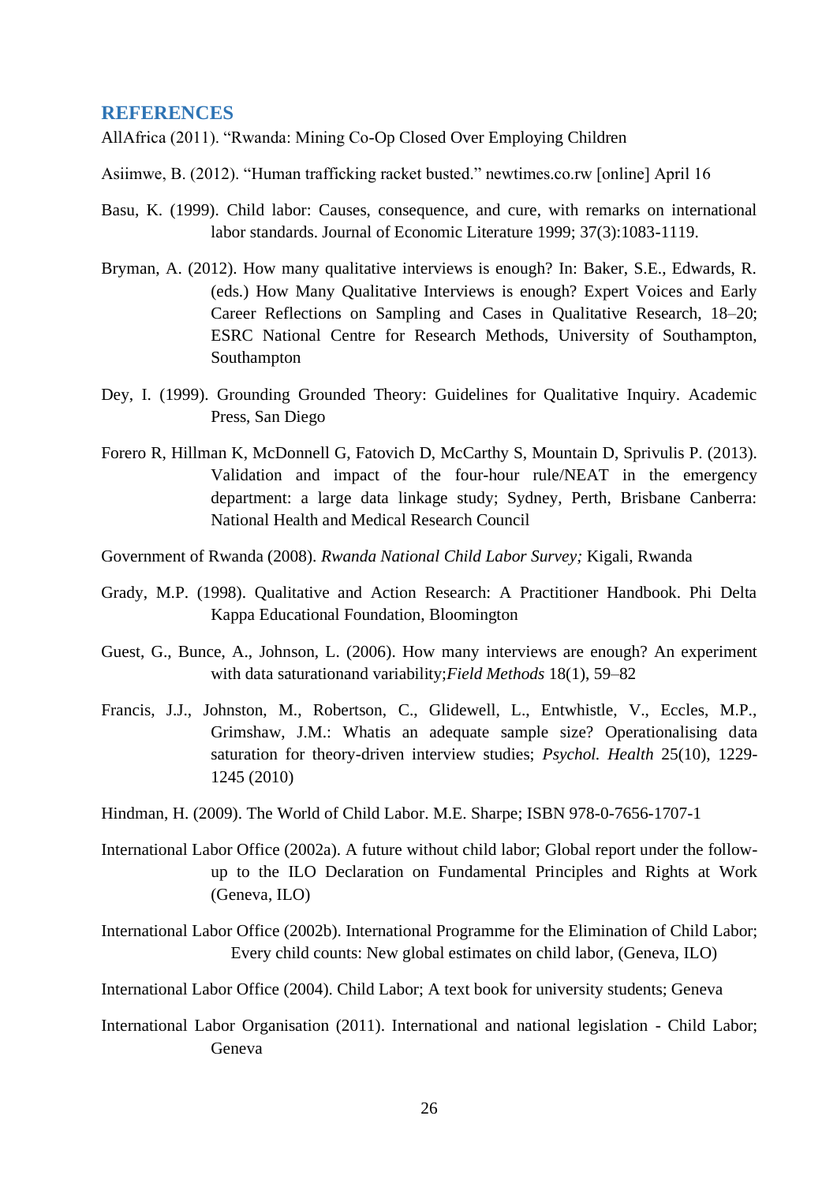## REFERENCES

AllAfrica (2011). "Rwanda: Mining Co-Op Closed Over Employing Children

Asiimwe, B. (2012). "Human trafficking racket busted." newtimes.co.rw [online] April 16

Basu, K. (1999). Child labor: Causes, consequence, and cure, with remarks on international labor standards. Journal of Economic Literature 1999; 37(3):1083-1119.

Bryman, A. (2012). How many qualitative interviews is enough? In: Baker, S.E., Edwards, R. (eds.) How Many Qualitative Interviews is enough? Expert Voices and Early Career Reflections on Sampling and Cases in Qualitative Research, 18–20; ESRC National Centre for Research Methods, University of Southampton, Southampton

Dey, I. (1999). Grounding Grounded Theory: Guidelines for Qualitative Inquiry. Academic Press, San Diego

Forero R, Hillman K, McDonnell G, Fatovich D, McCarthy S, Mountain D, Sprivulis P. (2013). Validation and impact of the four-hour rule/NEAT in the emergency department: a large data linkage study; Sydney, Perth, Brisbane Canberra: National Health and Medical Research Council

Government of Rwanda (2008). *Rwanda National Child Labor Survey;* Kigali, Rwanda

Grady, M.P. (1998). Qualitative and Action Research: A Practitioner Handbook. Phi Delta Kappa Educational Foundation, Bloomington

Guest, G., Bunce, A., Johnson, L. (2006). How many interviews are enough? An experiment with data saturationand variability;*Field Methods* 18(1), 59–82

Francis, J.J., Johnston, M., Robertson, C., Glidewell, L., Entwhistle, V., Eccles, M.P., Grimshaw, J.M.: Whatis an adequate sample size? Operationalising data saturation for theory-driven interview studies; *Psychol. Health* 25(10), 1229-1245 (2010)

Hindman, H. (2009). The World of Child Labor. M.E. Sharpe; ISBN 978-0-7656-1707-1

International Labor Office (2002a). A future without child labor; Global report under the follow-up to the ILO Declaration on Fundamental Principles and Rights at Work (Geneva, ILO)

International Labor Office (2002b). International Programme for the Elimination of Child Labor; Every child counts: New global estimates on child labor, (Geneva, ILO)

International Labor Office (2004). Child Labor; A text book for university students; Geneva

International Labor Organisation (2011). International and national legislation - Child Labor; Geneva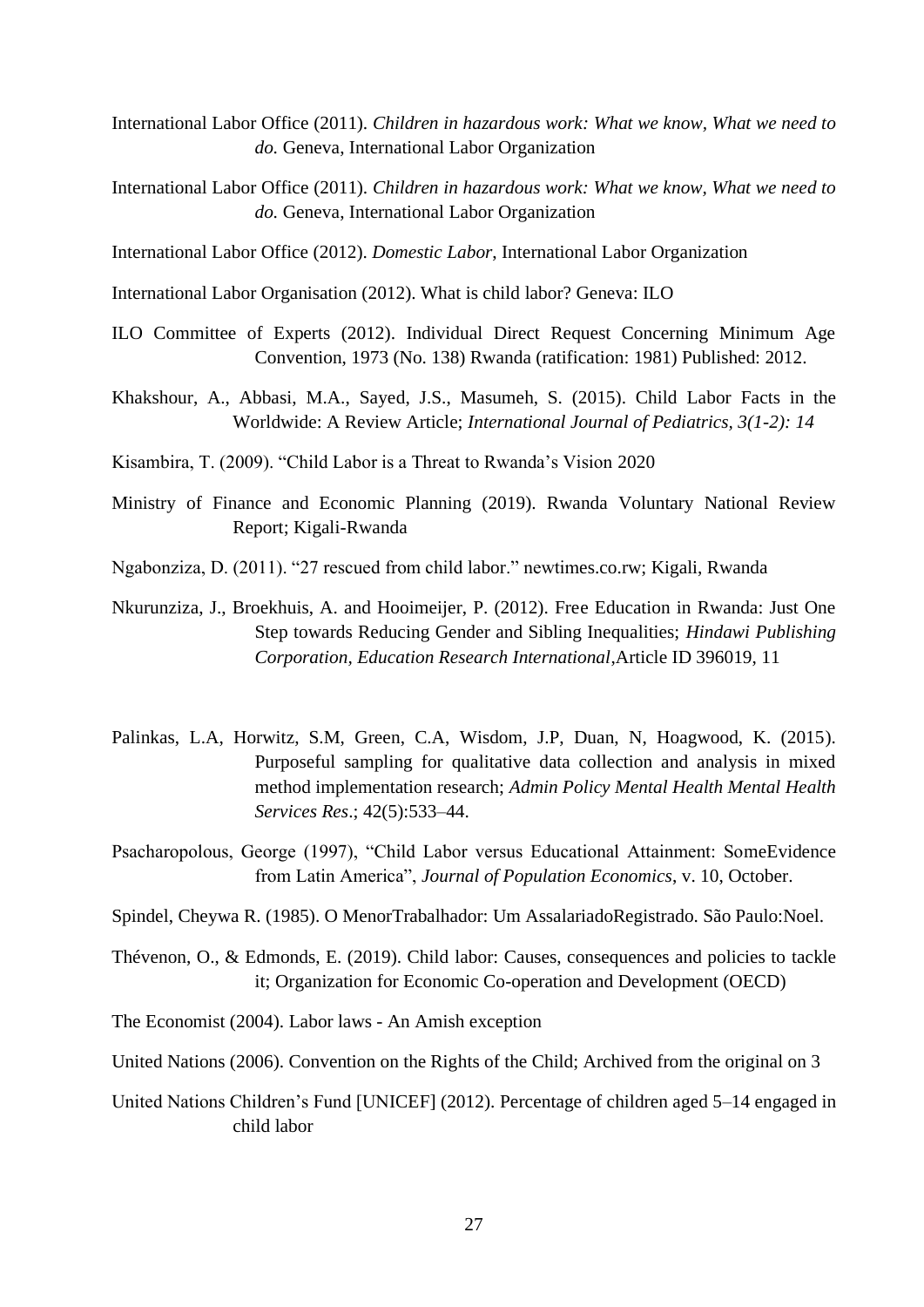International Labor Office (2011). *Children in hazardous work: What we know, What we need to do.* Geneva, International Labor Organization

International Labor Office (2011). *Children in hazardous work: What we know, What we need to do.* Geneva, International Labor Organization

International Labor Office (2012). *Domestic Labor*, International Labor Organization

International Labor Organisation (2012). What is child labor? Geneva: ILO

ILO Committee of Experts (2012). Individual Direct Request Concerning Minimum Age Convention, 1973 (No. 138) Rwanda (ratification: 1981) Published: 2012.

Khakshour, A., Abbasi, M.A., Sayed, J.S., Masumeh, S. (2015). Child Labor Facts in the Worldwide: A Review Article; *International Journal of Pediatrics, 3(1-2): 14*

Kisambira, T. (2009). "Child Labor is a Threat to Rwanda's Vision 2020

Ministry of Finance and Economic Planning (2019). Rwanda Voluntary National Review Report; Kigali-Rwanda

Ngabonziza, D. (2011). "27 rescued from child labor." newtimes.co.rw; Kigali, Rwanda

Nkurunziza, J., Broekhuis, A. and Hooimeijer, P. (2012). Free Education in Rwanda: Just One Step towards Reducing Gender and Sibling Inequalities; *Hindawi Publishing Corporation, Education Research International*,Article ID 396019, 11

Palinkas, L.A, Horwitz, S.M, Green, C.A, Wisdom, J.P, Duan, N, Hoagwood, K. (2015). Purposeful sampling for qualitative data collection and analysis in mixed method implementation research; *Admin Policy Mental Health Mental Health Services Res*.; 42(5):533–44.

Psacharopolous, George (1997), "Child Labor versus Educational Attainment: SomeEvidence from Latin America", *Journal of Population Economics*, v. 10, October.

Spindel, Cheywa R. (1985). O MenorTrabalhador: Um AssalariadoRegistrado. São Paulo:Noel.

Thévenon, O., & Edmonds, E. (2019). Child labor: Causes, consequences and policies to tackle it; Organization for Economic Co-operation and Development (OECD)

The Economist (2004). Labor laws - An Amish exception

United Nations (2006). Convention on the Rights of the Child; Archived from the original on 3

United Nations Children's Fund [UNICEF] (2012). Percentage of children aged 5–14 engaged in child labor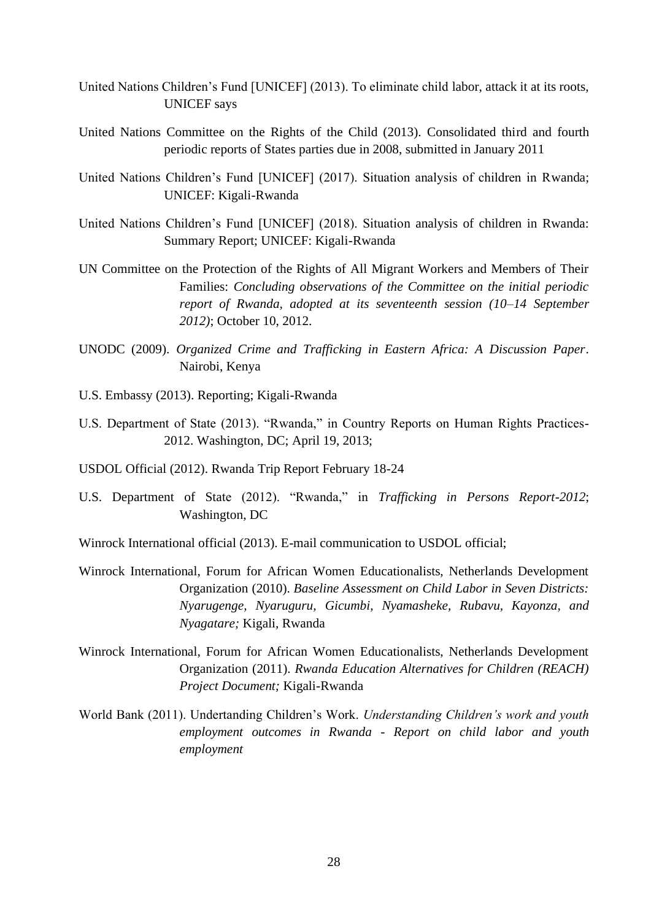United Nations Children's Fund [UNICEF] (2013). To eliminate child labor, attack it at its roots, UNICEF says

United Nations Committee on the Rights of the Child (2013). Consolidated third and fourth periodic reports of States parties due in 2008, submitted in January 2011

United Nations Children's Fund [UNICEF] (2017). Situation analysis of children in Rwanda; UNICEF: Kigali-Rwanda

United Nations Children's Fund [UNICEF] (2018). Situation analysis of children in Rwanda: Summary Report; UNICEF: Kigali-Rwanda

UN Committee on the Protection of the Rights of All Migrant Workers and Members of Their Families: *Concluding observations of the Committee on the initial periodic report of Rwanda, adopted at its seventeenth session (10–14 September 2012)*; October 10, 2012.

UNODC (2009). *Organized Crime and Trafficking in Eastern Africa: A Discussion Paper*. Nairobi, Kenya

U.S. Embassy (2013). Reporting; Kigali-Rwanda

U.S. Department of State (2013). "Rwanda," in Country Reports on Human Rights Practices-2012. Washington, DC; April 19, 2013;

USDOL Official (2012). Rwanda Trip Report February 18-24

U.S. Department of State (2012). "Rwanda," in *Trafficking in Persons Report-2012*; Washington, DC

Winrock International official (2013). E-mail communication to USDOL official;

Winrock International, Forum for African Women Educationalists, Netherlands Development Organization (2010). *Baseline Assessment on Child Labor in Seven Districts: Nyarugenge, Nyaruguru, Gicumbi, Nyamasheke, Rubavu, Kayonza, and Nyagatare;* Kigali, Rwanda

Winrock International, Forum for African Women Educationalists, Netherlands Development Organization (2011). *Rwanda Education Alternatives for Children (REACH) Project Document;* Kigali-Rwanda

World Bank (2011). Undertanding Children's Work. *Understanding Children's work and youth employment outcomes in Rwanda - Report on child labor and youth employment*